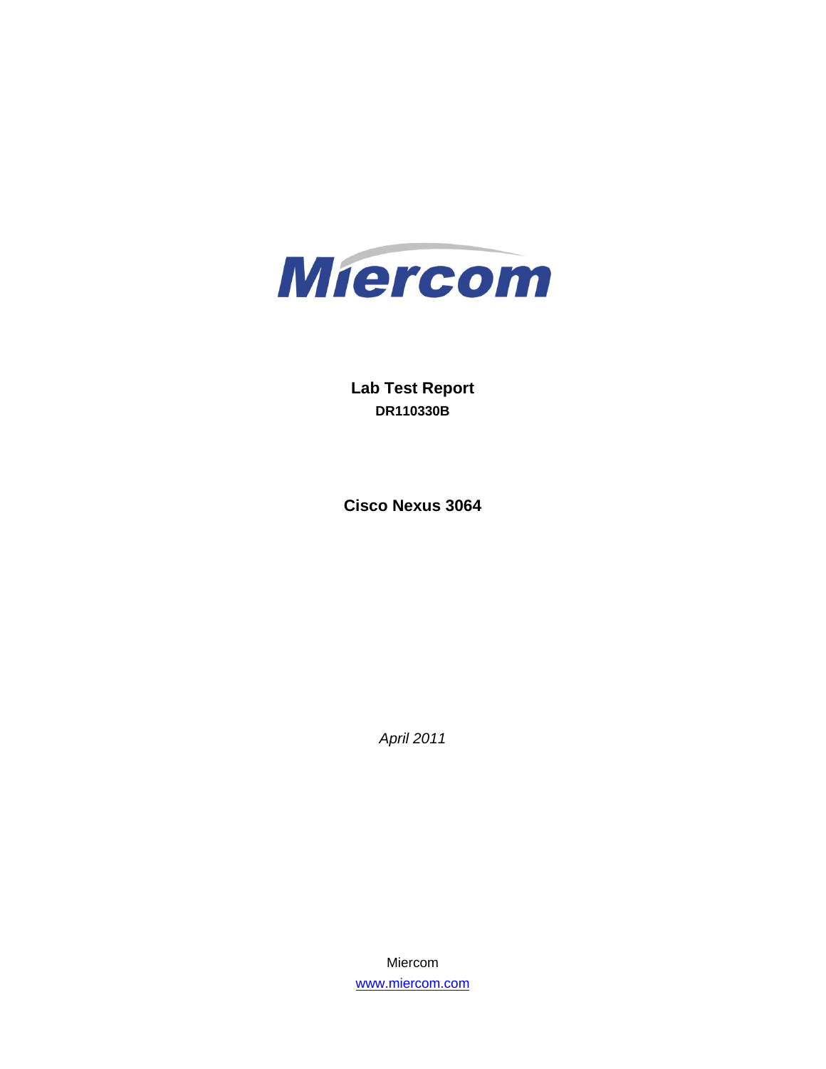Miercom

**Lab Test Report**

**DR110330B**

**Cisco Nexus 3064**

*April 2011*

Miercom

www.miercom.com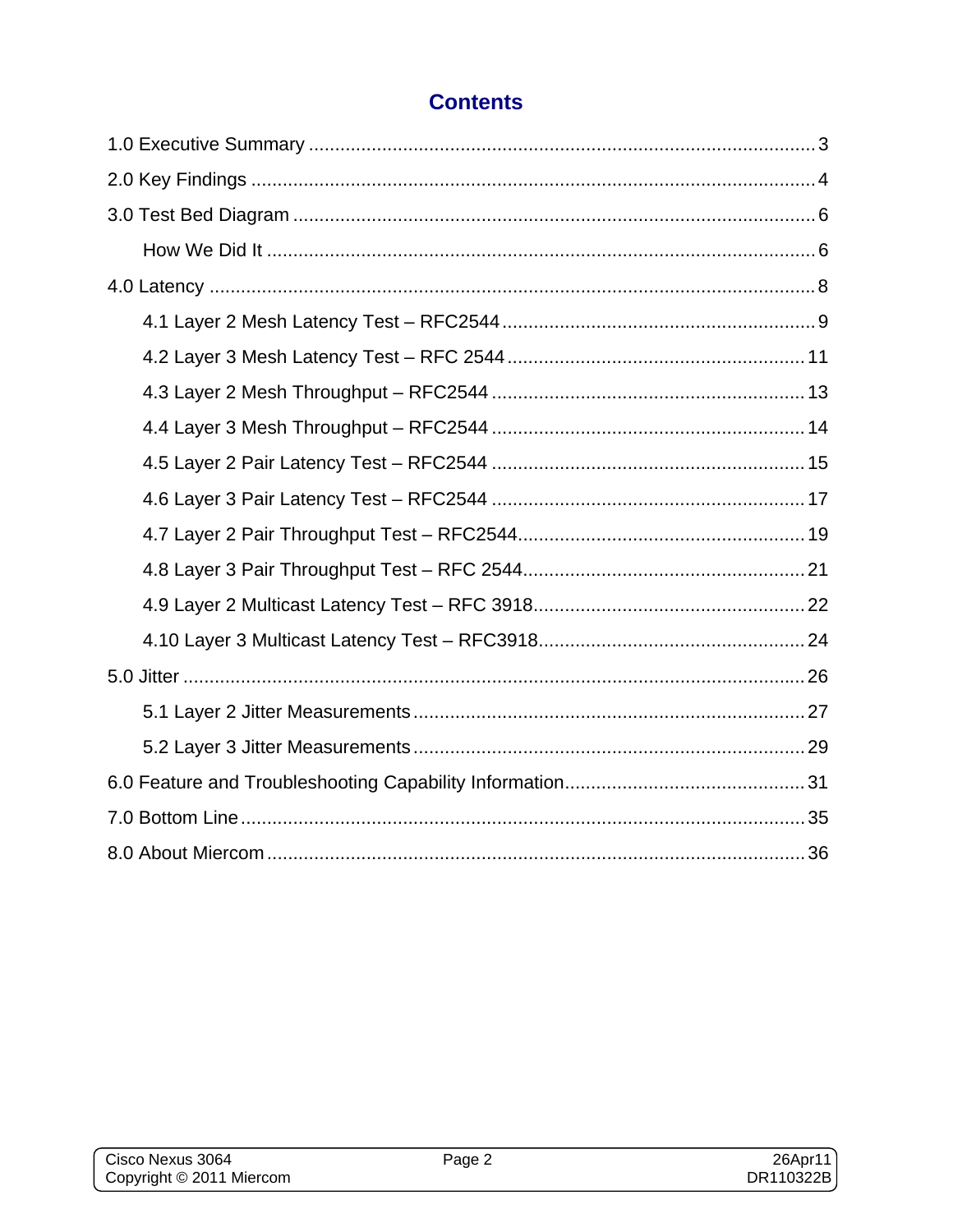# Contents

1.0 Executive Summary ................................................................................................ 3

2.0 Key Findings ........................................................................................................... 4

3.0 Test Bed Diagram ................................................................................................... 6

  How We Did It ........................................................................................................ 6

4.0 Latency .................................................................................................................. 8

  4.1 Layer 2 Mesh Latency Test – RFC2544 ........................................................... 9

  4.2 Layer 3 Mesh Latency Test – RFC 2544 ........................................................ 11

  4.3 Layer 2 Mesh Throughput – RFC2544 ........................................................... 13

  4.4 Layer 3 Mesh Throughput – RFC2544 ........................................................... 14

  4.5 Layer 2 Pair Latency Test – RFC2544 ........................................................... 15

  4.6 Layer 3 Pair Latency Test – RFC2544 ........................................................... 17

  4.7 Layer 2 Pair Throughput Test – RFC2544...................................................... 19

  4.8 Layer 3 Pair Throughput Test – RFC 2544..................................................... 21

  4.9 Layer 2 Multicast Latency Test – RFC 3918................................................... 22

  4.10 Layer 3 Multicast Latency Test – RFC3918.................................................. 24

5.0 Jitter ..................................................................................................................... 26

  5.1 Layer 2 Jitter Measurements ......................................................................... 27

  5.2 Layer 3 Jitter Measurements ......................................................................... 29

6.0 Feature and Troubleshooting Capability Information............................................. 31

7.0 Bottom Line.......................................................................................................... 35

8.0 About Miercom ..................................................................................................... 36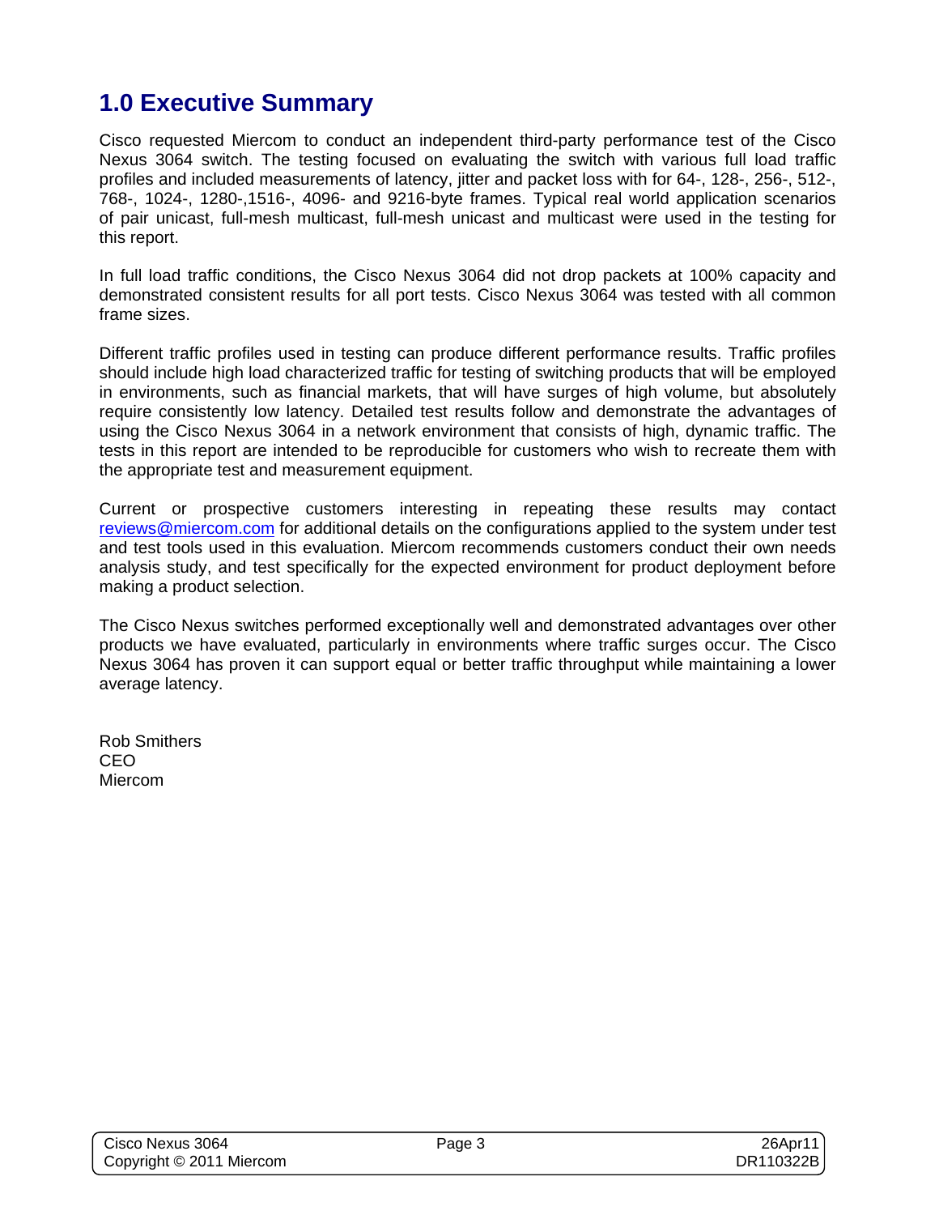# 1.0 Executive Summary

Cisco requested Miercom to conduct an independent third-party performance test of the Cisco Nexus 3064 switch. The testing focused on evaluating the switch with various full load traffic profiles and included measurements of latency, jitter and packet loss with for 64-, 128-, 256-, 512-, 768-, 1024-, 1280-,1516-, 4096- and 9216-byte frames. Typical real world application scenarios of pair unicast, full-mesh multicast, full-mesh unicast and multicast were used in the testing for this report.

In full load traffic conditions, the Cisco Nexus 3064 did not drop packets at 100% capacity and demonstrated consistent results for all port tests. Cisco Nexus 3064 was tested with all common frame sizes.

Different traffic profiles used in testing can produce different performance results. Traffic profiles should include high load characterized traffic for testing of switching products that will be employed in environments, such as financial markets, that will have surges of high volume, but absolutely require consistently low latency. Detailed test results follow and demonstrate the advantages of using the Cisco Nexus 3064 in a network environment that consists of high, dynamic traffic. The tests in this report are intended to be reproducible for customers who wish to recreate them with the appropriate test and measurement equipment.

Current or prospective customers interesting in repeating these results may contact reviews@miercom.com for additional details on the configurations applied to the system under test and test tools used in this evaluation. Miercom recommends customers conduct their own needs analysis study, and test specifically for the expected environment for product deployment before making a product selection.

The Cisco Nexus switches performed exceptionally well and demonstrated advantages over other products we have evaluated, particularly in environments where traffic surges occur. The Cisco Nexus 3064 has proven it can support equal or better traffic throughput while maintaining a lower average latency.

Rob Smithers
CEO
Miercom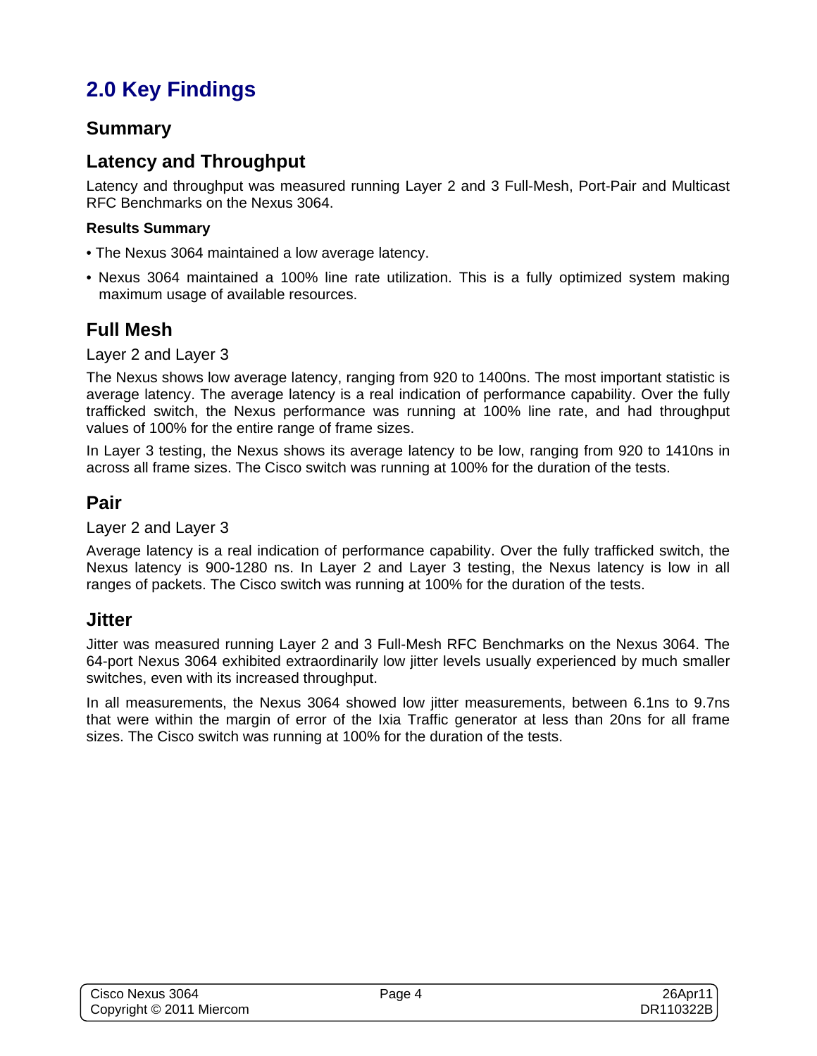# 2.0 Key Findings

## Summary

## Latency and Throughput

Latency and throughput was measured running Layer 2 and 3 Full-Mesh, Port-Pair and Multicast RFC Benchmarks on the Nexus 3064.

**Results Summary**

- The Nexus 3064 maintained a low average latency.
- Nexus 3064 maintained a 100% line rate utilization. This is a fully optimized system making maximum usage of available resources.

## Full Mesh

Layer 2 and Layer 3

The Nexus shows low average latency, ranging from 920 to 1400ns. The most important statistic is average latency. The average latency is a real indication of performance capability. Over the fully trafficked switch, the Nexus performance was running at 100% line rate, and had throughput values of 100% for the entire range of frame sizes.

In Layer 3 testing, the Nexus shows its average latency to be low, ranging from 920 to 1410ns in across all frame sizes. The Cisco switch was running at 100% for the duration of the tests.

## Pair

Layer 2 and Layer 3

Average latency is a real indication of performance capability. Over the fully trafficked switch, the Nexus latency is 900-1280 ns. In Layer 2 and Layer 3 testing, the Nexus latency is low in all ranges of packets. The Cisco switch was running at 100% for the duration of the tests.

## Jitter

Jitter was measured running Layer 2 and 3 Full-Mesh RFC Benchmarks on the Nexus 3064. The 64-port Nexus 3064 exhibited extraordinarily low jitter levels usually experienced by much smaller switches, even with its increased throughput.

In all measurements, the Nexus 3064 showed low jitter measurements, between 6.1ns to 9.7ns that were within the margin of error of the Ixia Traffic generator at less than 20ns for all frame sizes. The Cisco switch was running at 100% for the duration of the tests.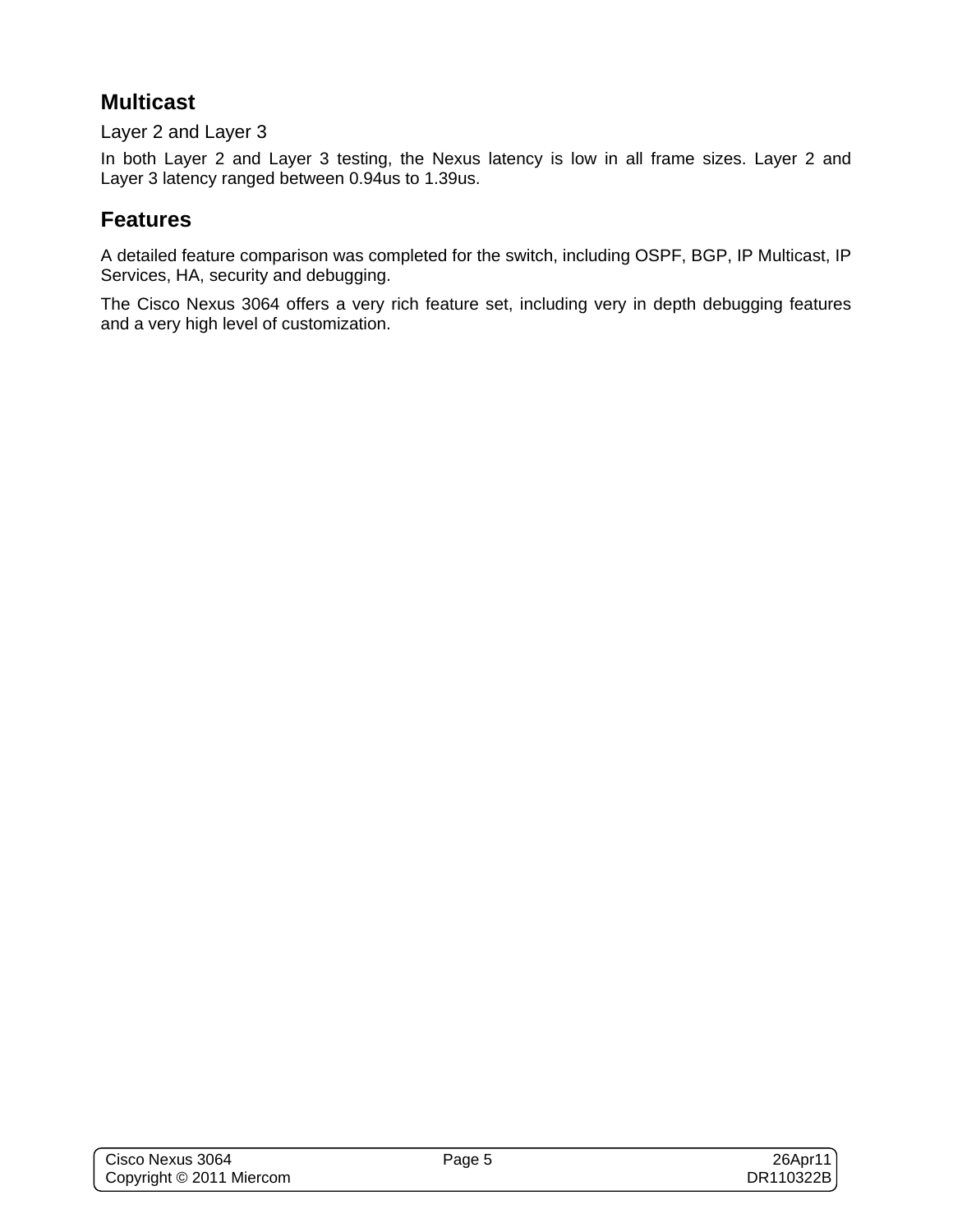## Multicast

### Layer 2 and Layer 3

In both Layer 2 and Layer 3 testing, the Nexus latency is low in all frame sizes. Layer 2 and Layer 3 latency ranged between 0.94us to 1.39us.

## Features

A detailed feature comparison was completed for the switch, including OSPF, BGP, IP Multicast, IP Services, HA, security and debugging.

The Cisco Nexus 3064 offers a very rich feature set, including very in depth debugging features and a very high level of customization.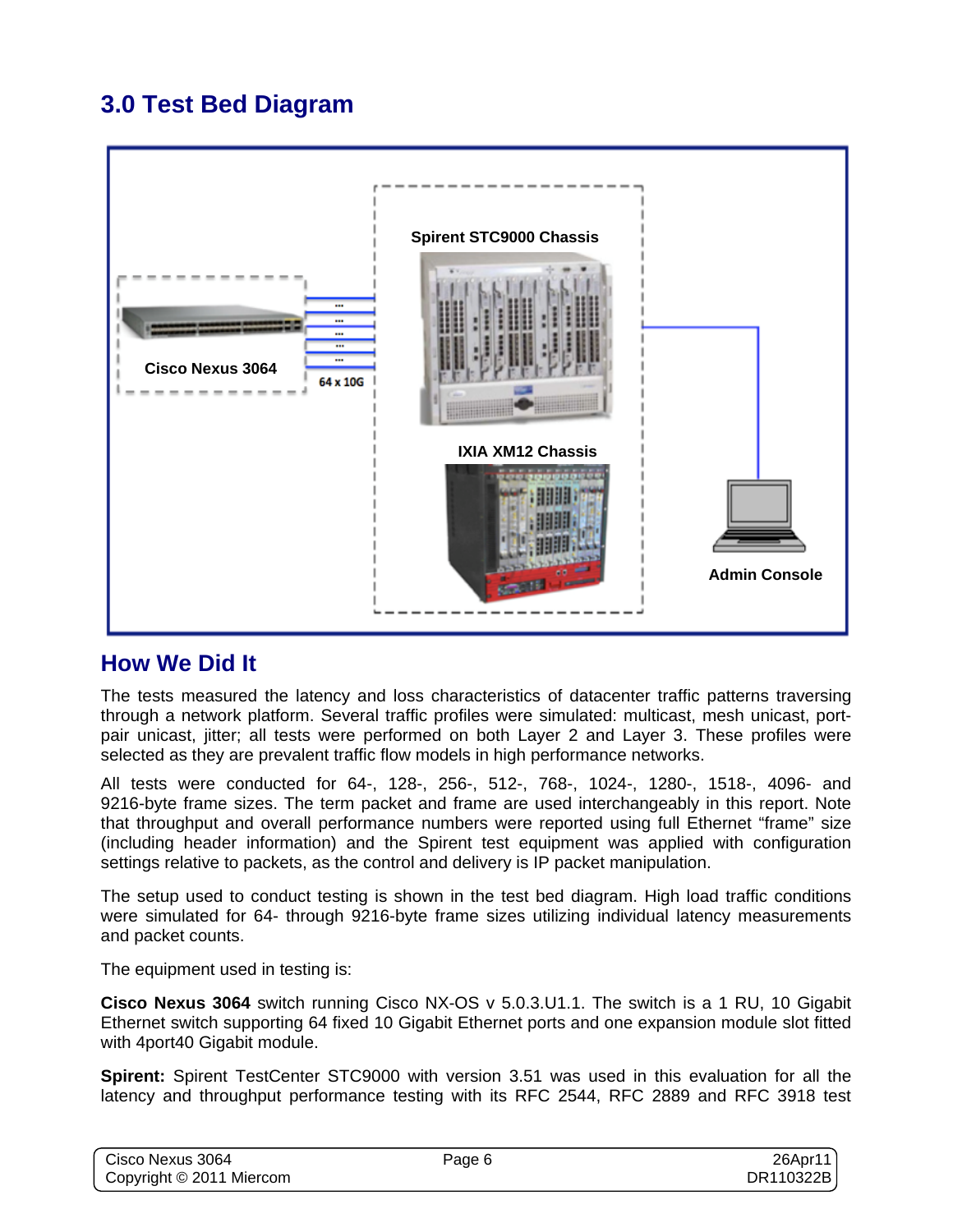## 3.0 Test Bed Diagram

Spirent STC9000 Chassis

Cisco Nexus 3064

64 x 10G

IXIA XM12 Chassis

Admin Console

## How We Did It

The tests measured the latency and loss characteristics of datacenter traffic patterns traversing through a network platform. Several traffic profiles were simulated: multicast, mesh unicast, port-pair unicast, jitter; all tests were performed on both Layer 2 and Layer 3. These profiles were selected as they are prevalent traffic flow models in high performance networks.

All tests were conducted for 64-, 128-, 256-, 512-, 768-, 1024-, 1280-, 1518-, 4096- and 9216-byte frame sizes. The term packet and frame are used interchangeably in this report. Note that throughput and overall performance numbers were reported using full Ethernet "frame" size (including header information) and the Spirent test equipment was applied with configuration settings relative to packets, as the control and delivery is IP packet manipulation.

The setup used to conduct testing is shown in the test bed diagram. High load traffic conditions were simulated for 64- through 9216-byte frame sizes utilizing individual latency measurements and packet counts.

The equipment used in testing is:

**Cisco Nexus 3064** switch running Cisco NX-OS v 5.0.3.U1.1. The switch is a 1 RU, 10 Gigabit Ethernet switch supporting 64 fixed 10 Gigabit Ethernet ports and one expansion module slot fitted with 4port40 Gigabit module.

**Spirent:** Spirent TestCenter STC9000 with version 3.51 was used in this evaluation for all the latency and throughput performance testing with its RFC 2544, RFC 2889 and RFC 3918 test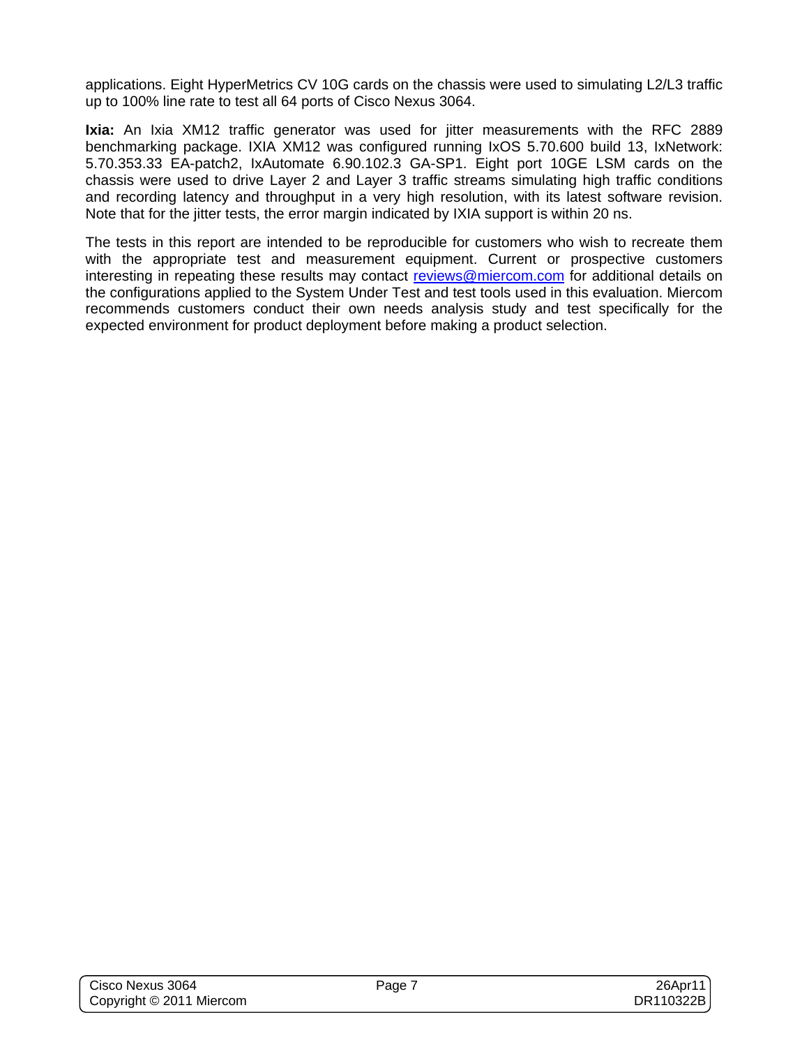applications. Eight HyperMetrics CV 10G cards on the chassis were used to simulating L2/L3 traffic up to 100% line rate to test all 64 ports of Cisco Nexus 3064.

**Ixia:** An Ixia XM12 traffic generator was used for jitter measurements with the RFC 2889 benchmarking package. IXIA XM12 was configured running IxOS 5.70.600 build 13, IxNetwork: 5.70.353.33 EA-patch2, IxAutomate 6.90.102.3 GA-SP1. Eight port 10GE LSM cards on the chassis were used to drive Layer 2 and Layer 3 traffic streams simulating high traffic conditions and recording latency and throughput in a very high resolution, with its latest software revision. Note that for the jitter tests, the error margin indicated by IXIA support is within 20 ns.

The tests in this report are intended to be reproducible for customers who wish to recreate them with the appropriate test and measurement equipment. Current or prospective customers interesting in repeating these results may contact [reviews@miercom.com](mailto:reviews@miercom.com) for additional details on the configurations applied to the System Under Test and test tools used in this evaluation. Miercom recommends customers conduct their own needs analysis study and test specifically for the expected environment for product deployment before making a product selection.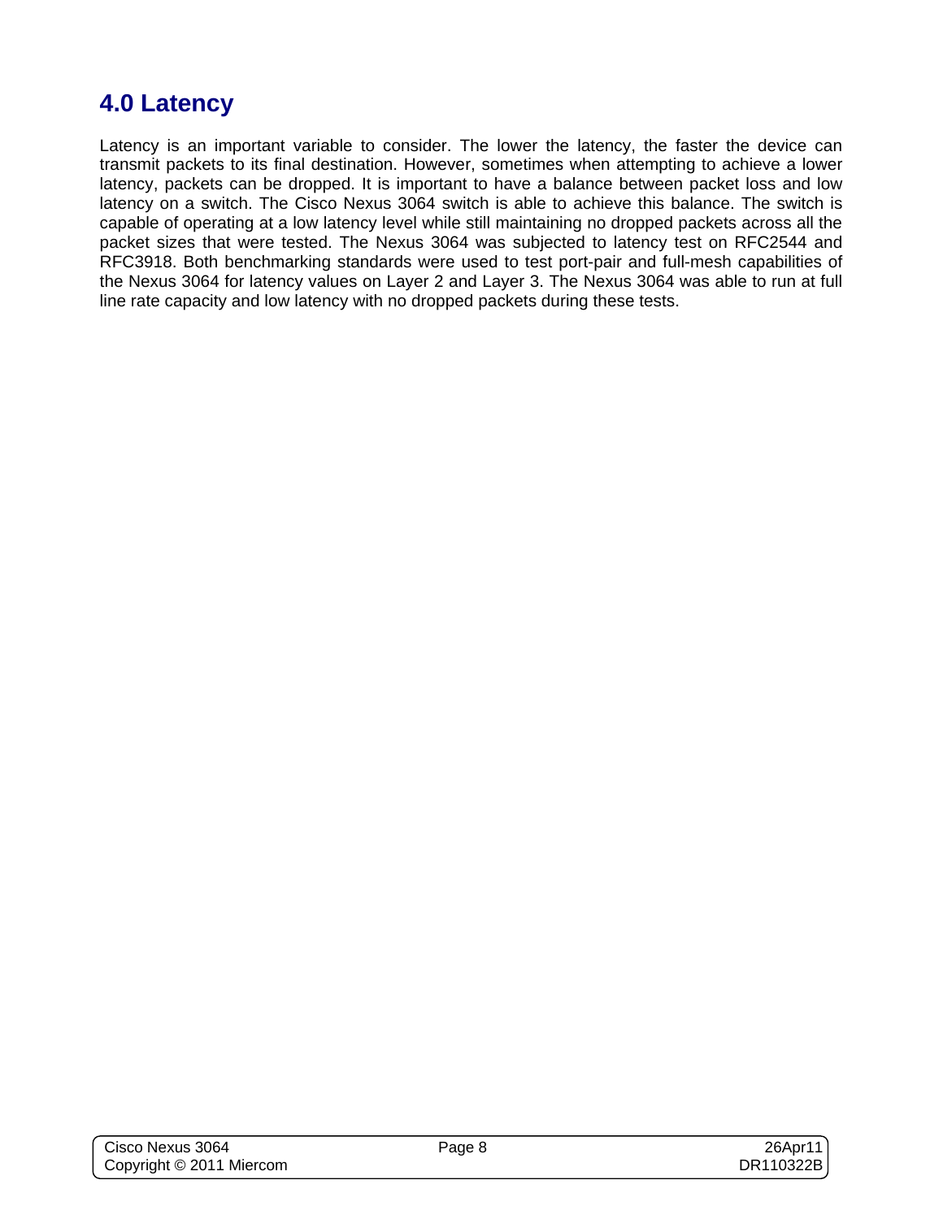# 4.0 Latency

Latency is an important variable to consider. The lower the latency, the faster the device can transmit packets to its final destination. However, sometimes when attempting to achieve a lower latency, packets can be dropped. It is important to have a balance between packet loss and low latency on a switch. The Cisco Nexus 3064 switch is able to achieve this balance. The switch is capable of operating at a low latency level while still maintaining no dropped packets across all the packet sizes that were tested. The Nexus 3064 was subjected to latency test on RFC2544 and RFC3918. Both benchmarking standards were used to test port-pair and full-mesh capabilities of the Nexus 3064 for latency values on Layer 2 and Layer 3. The Nexus 3064 was able to run at full line rate capacity and low latency with no dropped packets during these tests.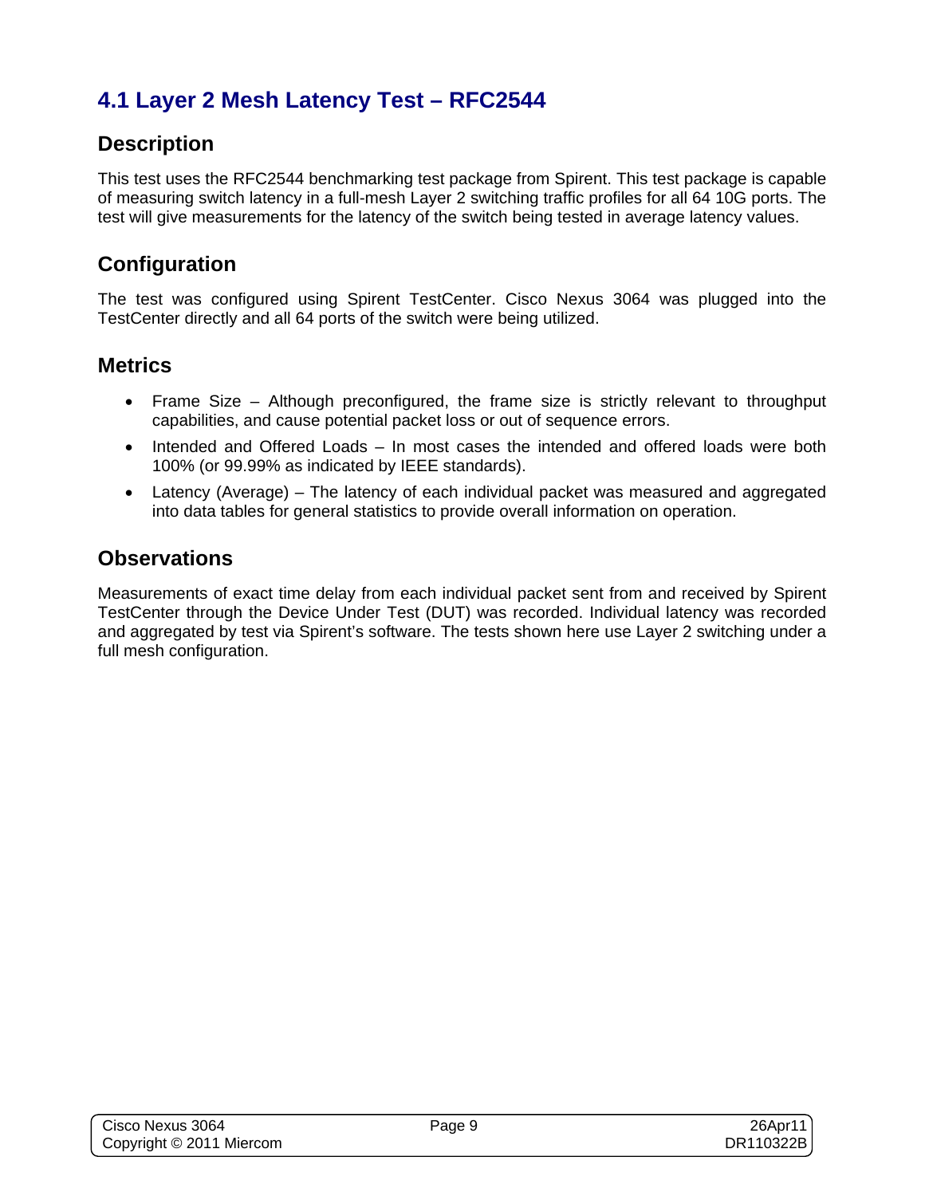## 4.1 Layer 2 Mesh Latency Test – RFC2544

### Description

This test uses the RFC2544 benchmarking test package from Spirent. This test package is capable of measuring switch latency in a full-mesh Layer 2 switching traffic profiles for all 64 10G ports. The test will give measurements for the latency of the switch being tested in average latency values.

### Configuration

The test was configured using Spirent TestCenter. Cisco Nexus 3064 was plugged into the TestCenter directly and all 64 ports of the switch were being utilized.

### Metrics

- Frame Size – Although preconfigured, the frame size is strictly relevant to throughput capabilities, and cause potential packet loss or out of sequence errors.
- Intended and Offered Loads – In most cases the intended and offered loads were both 100% (or 99.99% as indicated by IEEE standards).
- Latency (Average) – The latency of each individual packet was measured and aggregated into data tables for general statistics to provide overall information on operation.

### Observations

Measurements of exact time delay from each individual packet sent from and received by Spirent TestCenter through the Device Under Test (DUT) was recorded. Individual latency was recorded and aggregated by test via Spirent's software. The tests shown here use Layer 2 switching under a full mesh configuration.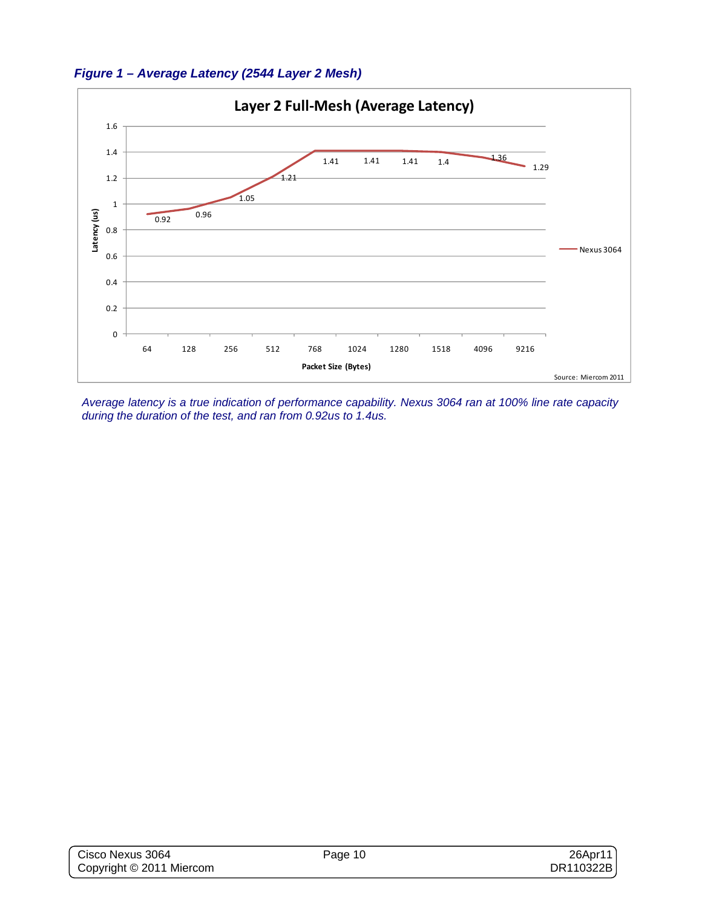*Figure 1 – Average Latency (2544 Layer 2 Mesh)*

**Layer 2 Full-Mesh (Average Latency)**

| Packet Size (Bytes) | Nexus 3064 Latency (us) |
|---|---|
| 64 | 0.92 |
| 128 | 0.96 |
| 256 | 1.05 |
| 512 | 1.21 |
| 768 | 1.41 |
| 1024 | 1.41 |
| 1280 | 1.41 |
| 1518 | 1.4 |
| 4096 | 1.36 |
| 9216 | 1.29 |

Source: Miercom 2011

*Average latency is a true indication of performance capability. Nexus 3064 ran at 100% line rate capacity during the duration of the test, and ran from 0.92us to 1.4us.*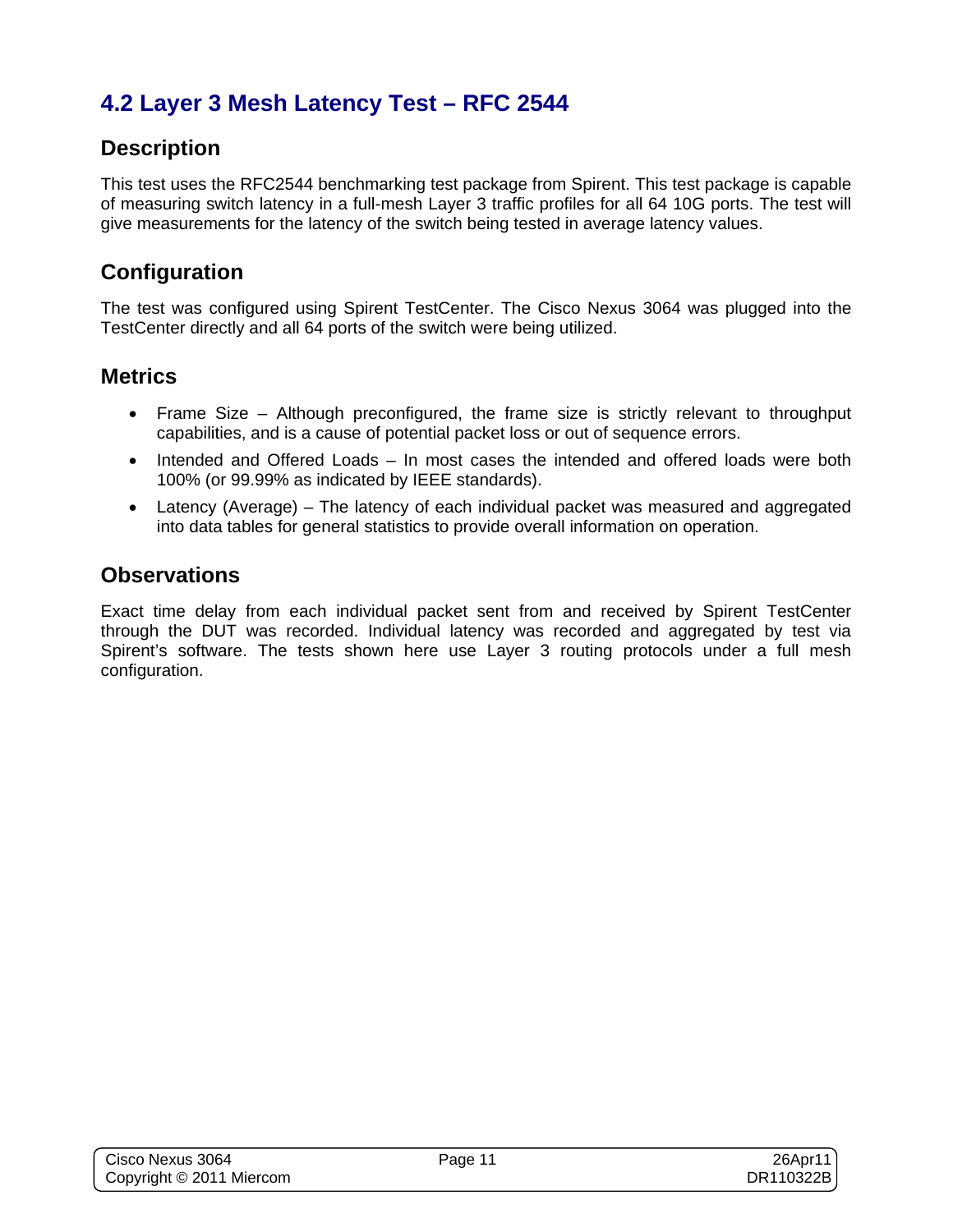## 4.2 Layer 3 Mesh Latency Test – RFC 2544

### Description

This test uses the RFC2544 benchmarking test package from Spirent. This test package is capable of measuring switch latency in a full-mesh Layer 3 traffic profiles for all 64 10G ports. The test will give measurements for the latency of the switch being tested in average latency values.

### Configuration

The test was configured using Spirent TestCenter. The Cisco Nexus 3064 was plugged into the TestCenter directly and all 64 ports of the switch were being utilized.

### Metrics

- Frame Size – Although preconfigured, the frame size is strictly relevant to throughput capabilities, and is a cause of potential packet loss or out of sequence errors.
- Intended and Offered Loads – In most cases the intended and offered loads were both 100% (or 99.99% as indicated by IEEE standards).
- Latency (Average) – The latency of each individual packet was measured and aggregated into data tables for general statistics to provide overall information on operation.

### Observations

Exact time delay from each individual packet sent from and received by Spirent TestCenter through the DUT was recorded. Individual latency was recorded and aggregated by test via Spirent's software. The tests shown here use Layer 3 routing protocols under a full mesh configuration.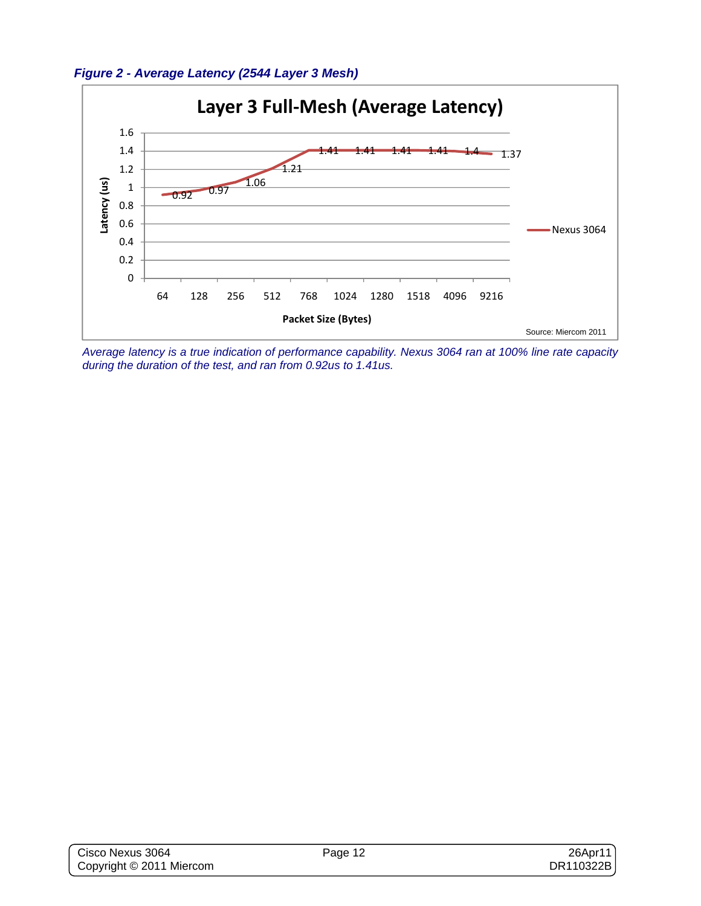*Figure 2 - Average Latency (2544 Layer 3 Mesh)*

**Layer 3 Full-Mesh (Average Latency)**

| Packet Size (Bytes) | 64 | 128 | 256 | 512 | 768 | 1024 | 1280 | 1518 | 4096 | 9216 |
|---|---|---|---|---|---|---|---|---|---|---|
| Nexus 3064 Latency (us) | 0.92 | 0.97 | 1.06 | 1.21 | 1.41 | 1.41 | 1.41 | 1.41 | 1.4 | 1.37 |

Source: Miercom 2011

*Average latency is a true indication of performance capability. Nexus 3064 ran at 100% line rate capacity during the duration of the test, and ran from 0.92us to 1.41us.*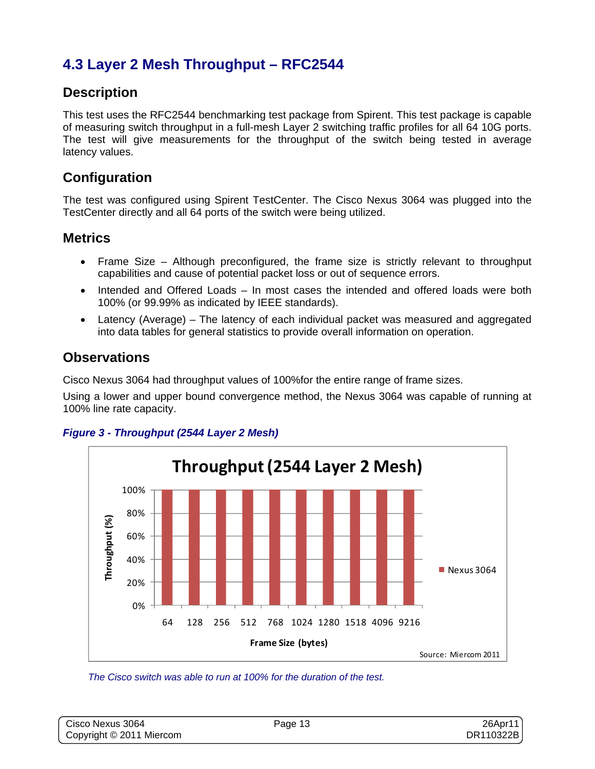## 4.3 Layer 2 Mesh Throughput – RFC2544

### Description

This test uses the RFC2544 benchmarking test package from Spirent. This test package is capable of measuring switch throughput in a full-mesh Layer 2 switching traffic profiles for all 64 10G ports. The test will give measurements for the throughput of the switch being tested in average latency values.

### Configuration

The test was configured using Spirent TestCenter. The Cisco Nexus 3064 was plugged into the TestCenter directly and all 64 ports of the switch were being utilized.

### Metrics

- Frame Size – Although preconfigured, the frame size is strictly relevant to throughput capabilities and cause of potential packet loss or out of sequence errors.
- Intended and Offered Loads – In most cases the intended and offered loads were both 100% (or 99.99% as indicated by IEEE standards).
- Latency (Average) – The latency of each individual packet was measured and aggregated into data tables for general statistics to provide overall information on operation.

### Observations

Cisco Nexus 3064 had throughput values of 100%for the entire range of frame sizes.

Using a lower and upper bound convergence method, the Nexus 3064 was capable of running at 100% line rate capacity.

***Figure 3 - Throughput (2544 Layer 2 Mesh)***

**Throughput (2544 Layer 2 Mesh)**

| Frame Size (bytes) | Throughput (%) – Nexus 3064 |
|---|---|
| 64 | 100% |
| 128 | 100% |
| 256 | 100% |
| 512 | 100% |
| 768 | 100% |
| 1024 | 100% |
| 1280 | 100% |
| 1518 | 100% |
| 4096 | 100% |
| 9216 | 100% |

Source: Miercom 2011

*The Cisco switch was able to run at 100% for the duration of the test.*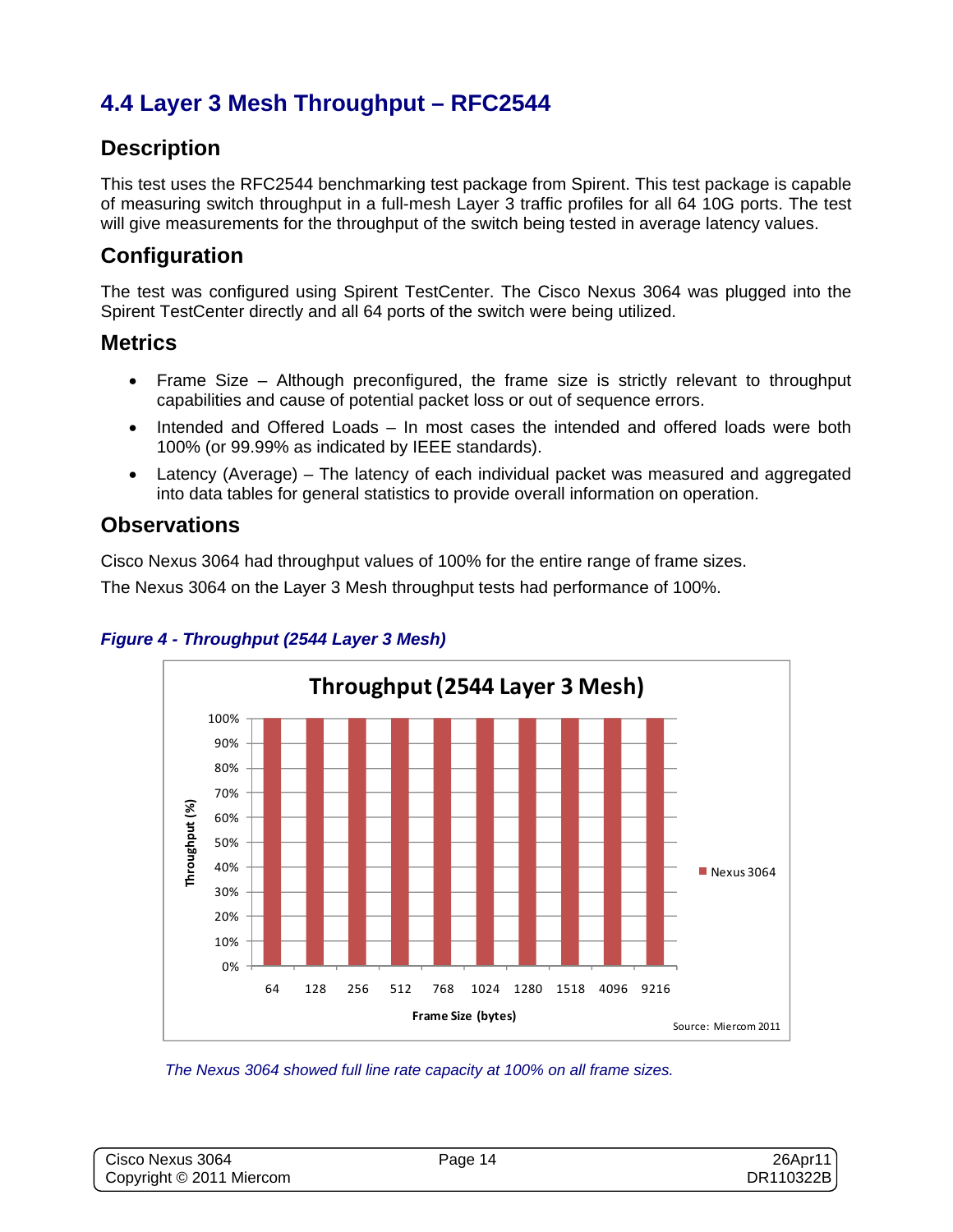## 4.4 Layer 3 Mesh Throughput – RFC2544

### Description

This test uses the RFC2544 benchmarking test package from Spirent. This test package is capable of measuring switch throughput in a full-mesh Layer 3 traffic profiles for all 64 10G ports. The test will give measurements for the throughput of the switch being tested in average latency values.

### Configuration

The test was configured using Spirent TestCenter. The Cisco Nexus 3064 was plugged into the Spirent TestCenter directly and all 64 ports of the switch were being utilized.

### Metrics

- Frame Size – Although preconfigured, the frame size is strictly relevant to throughput capabilities and cause of potential packet loss or out of sequence errors.
- Intended and Offered Loads – In most cases the intended and offered loads were both 100% (or 99.99% as indicated by IEEE standards).
- Latency (Average) – The latency of each individual packet was measured and aggregated into data tables for general statistics to provide overall information on operation.

### Observations

Cisco Nexus 3064 had throughput values of 100% for the entire range of frame sizes.

The Nexus 3064 on the Layer 3 Mesh throughput tests had performance of 100%.

***Figure 4 - Throughput (2544 Layer 3 Mesh)***

**Throughput (2544 Layer 3 Mesh)**

| Frame Size (bytes) | Nexus 3064 Throughput (%) |
|---|---|
| 64 | 100% |
| 128 | 100% |
| 256 | 100% |
| 512 | 100% |
| 768 | 100% |
| 1024 | 100% |
| 1280 | 100% |
| 1518 | 100% |
| 4096 | 100% |
| 9216 | 100% |

Source: Miercom 2011

*The Nexus 3064 showed full line rate capacity at 100% on all frame sizes.*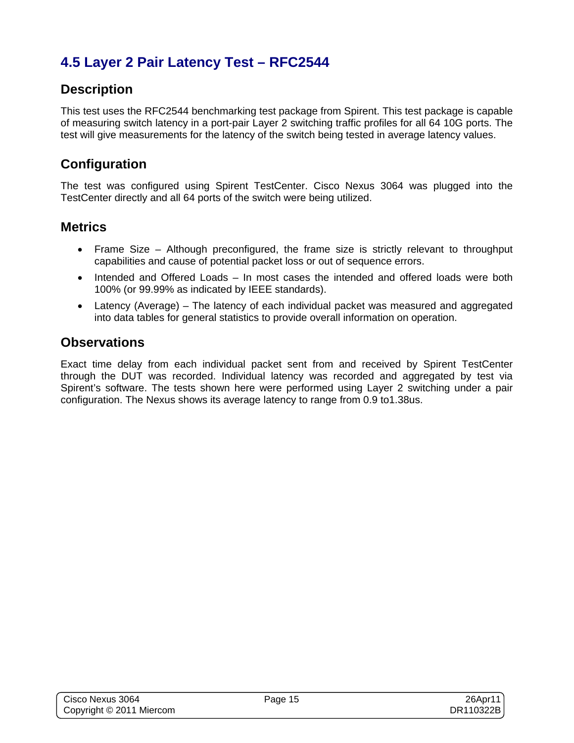## 4.5 Layer 2 Pair Latency Test – RFC2544

### Description

This test uses the RFC2544 benchmarking test package from Spirent. This test package is capable of measuring switch latency in a port-pair Layer 2 switching traffic profiles for all 64 10G ports. The test will give measurements for the latency of the switch being tested in average latency values.

### Configuration

The test was configured using Spirent TestCenter. Cisco Nexus 3064 was plugged into the TestCenter directly and all 64 ports of the switch were being utilized.

### Metrics

- Frame Size – Although preconfigured, the frame size is strictly relevant to throughput capabilities and cause of potential packet loss or out of sequence errors.
- Intended and Offered Loads – In most cases the intended and offered loads were both 100% (or 99.99% as indicated by IEEE standards).
- Latency (Average) – The latency of each individual packet was measured and aggregated into data tables for general statistics to provide overall information on operation.

### Observations

Exact time delay from each individual packet sent from and received by Spirent TestCenter through the DUT was recorded. Individual latency was recorded and aggregated by test via Spirent's software. The tests shown here were performed using Layer 2 switching under a pair configuration. The Nexus shows its average latency to range from 0.9 to1.38us.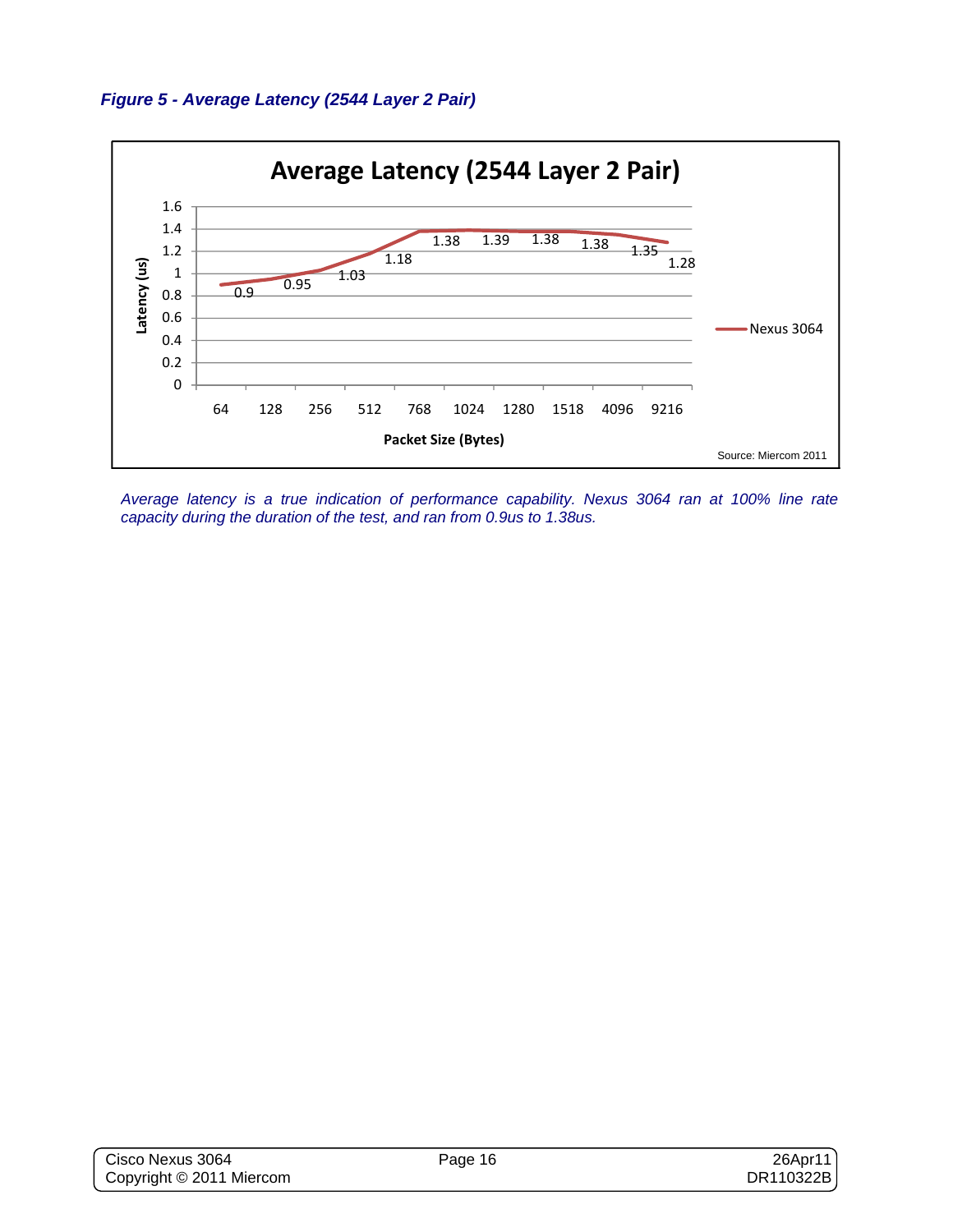*Figure 5 - Average Latency (2544 Layer 2 Pair)*

**Average Latency (2544 Layer 2 Pair)**

| Packet Size (Bytes) | Nexus 3064 Latency (us) |
|---|---|
| 64 | 0.9 |
| 128 | 0.95 |
| 256 | 1.03 |
| 512 | 1.18 |
| 768 | 1.38 |
| 1024 | 1.39 |
| 1280 | 1.38 |
| 1518 | 1.38 |
| 4096 | 1.35 |
| 9216 | 1.28 |

Source: Miercom 2011

*Average latency is a true indication of performance capability. Nexus 3064 ran at 100% line rate capacity during the duration of the test, and ran from 0.9us to 1.38us.*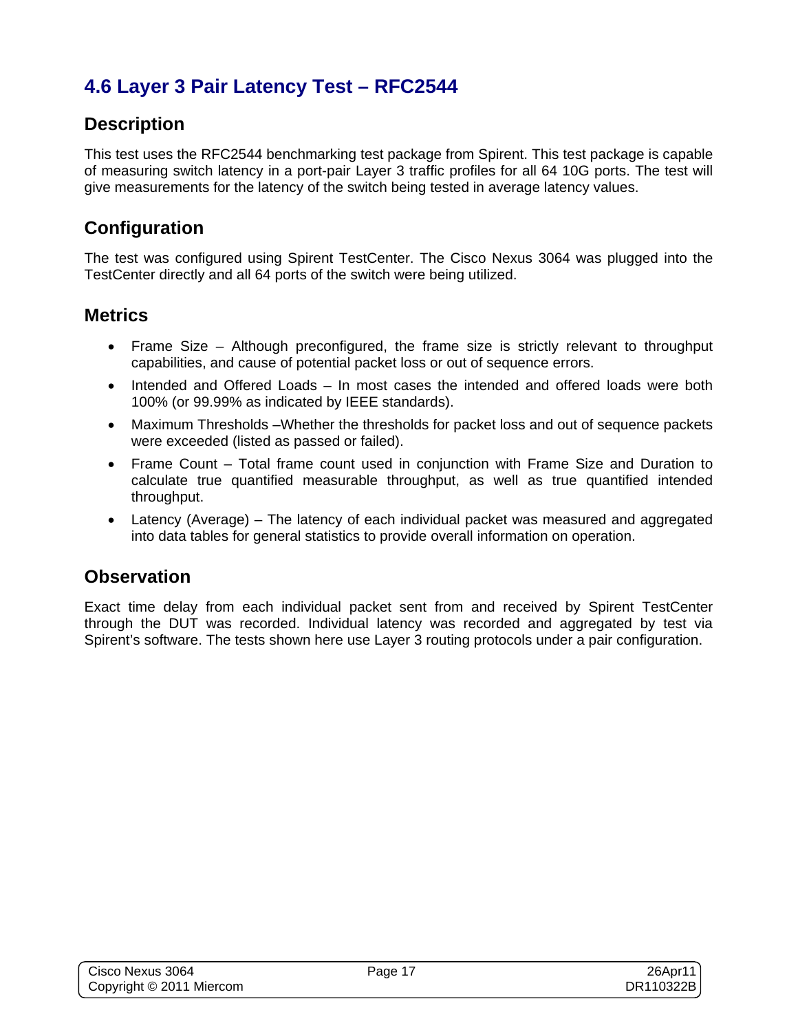## 4.6 Layer 3 Pair Latency Test – RFC2544

### Description

This test uses the RFC2544 benchmarking test package from Spirent. This test package is capable of measuring switch latency in a port-pair Layer 3 traffic profiles for all 64 10G ports. The test will give measurements for the latency of the switch being tested in average latency values.

### Configuration

The test was configured using Spirent TestCenter. The Cisco Nexus 3064 was plugged into the TestCenter directly and all 64 ports of the switch were being utilized.

### Metrics

- Frame Size – Although preconfigured, the frame size is strictly relevant to throughput capabilities, and cause of potential packet loss or out of sequence errors.
- Intended and Offered Loads – In most cases the intended and offered loads were both 100% (or 99.99% as indicated by IEEE standards).
- Maximum Thresholds –Whether the thresholds for packet loss and out of sequence packets were exceeded (listed as passed or failed).
- Frame Count – Total frame count used in conjunction with Frame Size and Duration to calculate true quantified measurable throughput, as well as true quantified intended throughput.
- Latency (Average) – The latency of each individual packet was measured and aggregated into data tables for general statistics to provide overall information on operation.

### Observation

Exact time delay from each individual packet sent from and received by Spirent TestCenter through the DUT was recorded. Individual latency was recorded and aggregated by test via Spirent's software. The tests shown here use Layer 3 routing protocols under a pair configuration.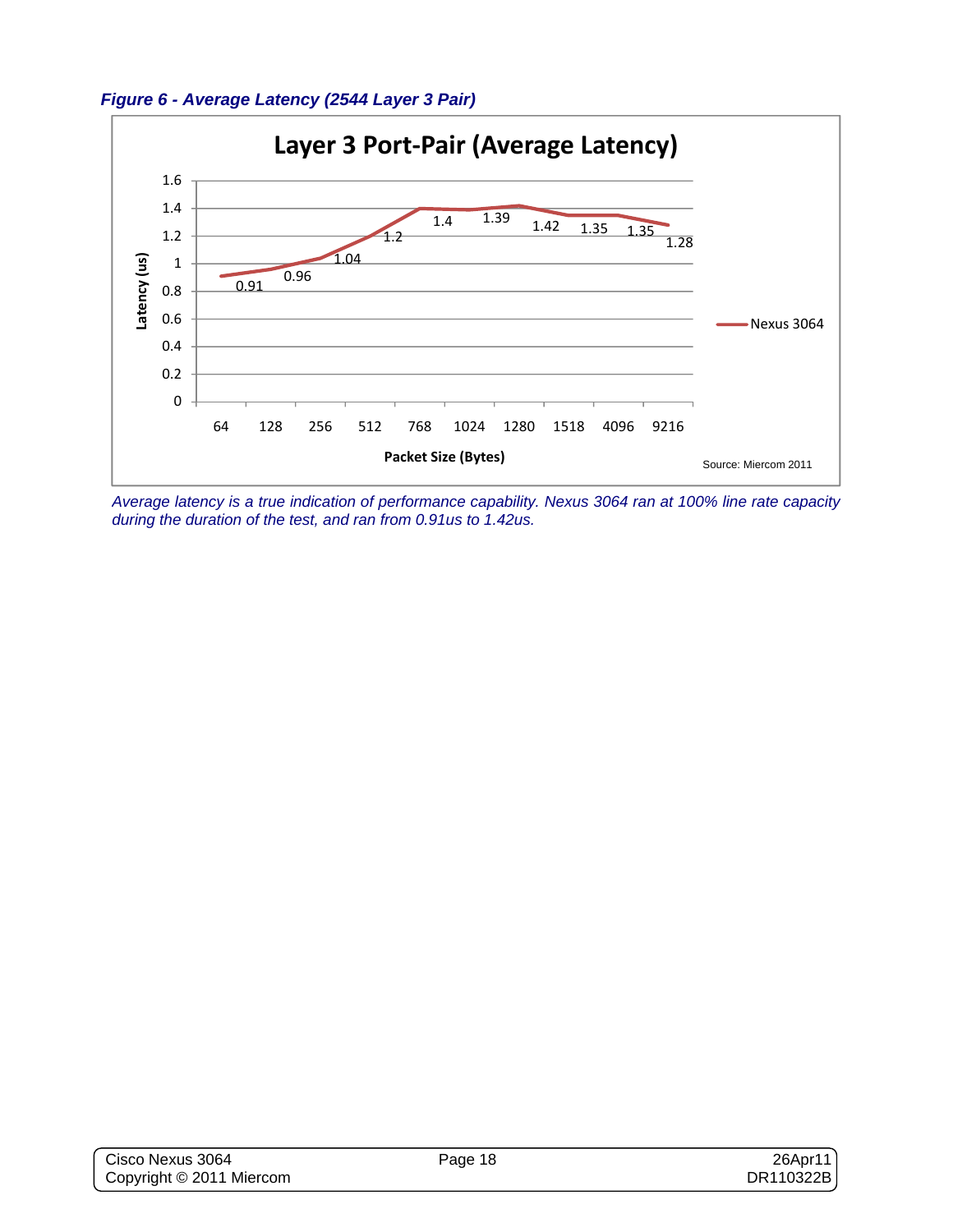*Figure 6 - Average Latency (2544 Layer 3 Pair)*

**Layer 3 Port-Pair (Average Latency)**

| Packet Size (Bytes) | 64 | 128 | 256 | 512 | 768 | 1024 | 1280 | 1518 | 4096 | 9216 |
|---|---|---|---|---|---|---|---|---|---|---|
| Nexus 3064 Latency (us) | 0.91 | 0.96 | 1.04 | 1.2 | 1.4 | 1.39 | 1.42 | 1.35 | 1.35 | 1.28 |

Source: Miercom 2011

*Average latency is a true indication of performance capability. Nexus 3064 ran at 100% line rate capacity during the duration of the test, and ran from 0.91us to 1.42us.*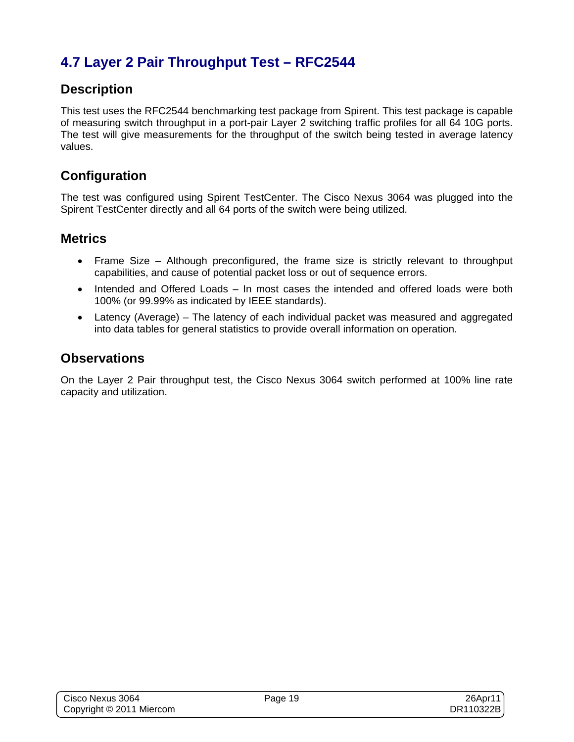## 4.7 Layer 2 Pair Throughput Test – RFC2544

### Description

This test uses the RFC2544 benchmarking test package from Spirent. This test package is capable of measuring switch throughput in a port-pair Layer 2 switching traffic profiles for all 64 10G ports. The test will give measurements for the throughput of the switch being tested in average latency values.

### Configuration

The test was configured using Spirent TestCenter. The Cisco Nexus 3064 was plugged into the Spirent TestCenter directly and all 64 ports of the switch were being utilized.

### Metrics

- Frame Size – Although preconfigured, the frame size is strictly relevant to throughput capabilities, and cause of potential packet loss or out of sequence errors.
- Intended and Offered Loads – In most cases the intended and offered loads were both 100% (or 99.99% as indicated by IEEE standards).
- Latency (Average) – The latency of each individual packet was measured and aggregated into data tables for general statistics to provide overall information on operation.

### Observations

On the Layer 2 Pair throughput test, the Cisco Nexus 3064 switch performed at 100% line rate capacity and utilization.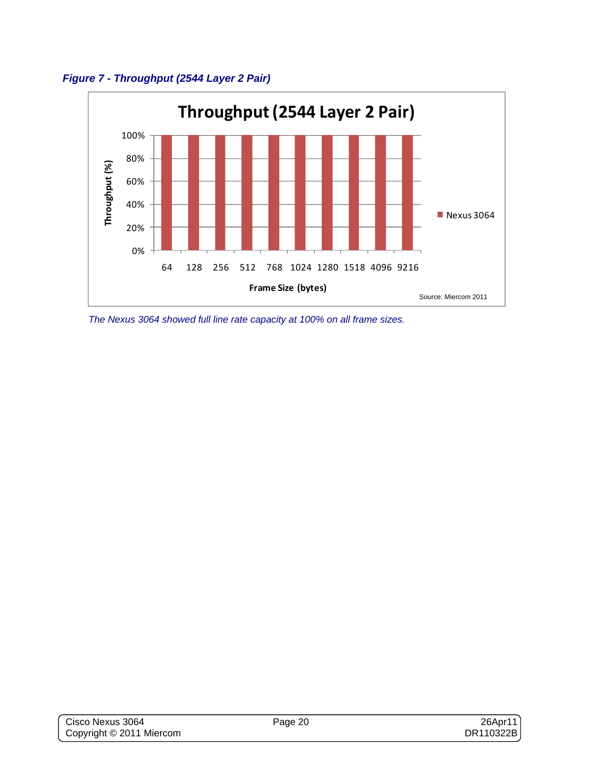*Figure 7 - Throughput (2544 Layer 2 Pair)*

**Throughput (2544 Layer 2 Pair)**

| Frame Size (bytes) | 64 | 128 | 256 | 512 | 768 | 1024 | 1280 | 1518 | 4096 | 9216 |
|---|---|---|---|---|---|---|---|---|---|---|
| Nexus 3064 Throughput (%) | 100% | 100% | 100% | 100% | 100% | 100% | 100% | 100% | 100% | 100% |

Source: Miercom 2011

*The Nexus 3064 showed full line rate capacity at 100% on all frame sizes.*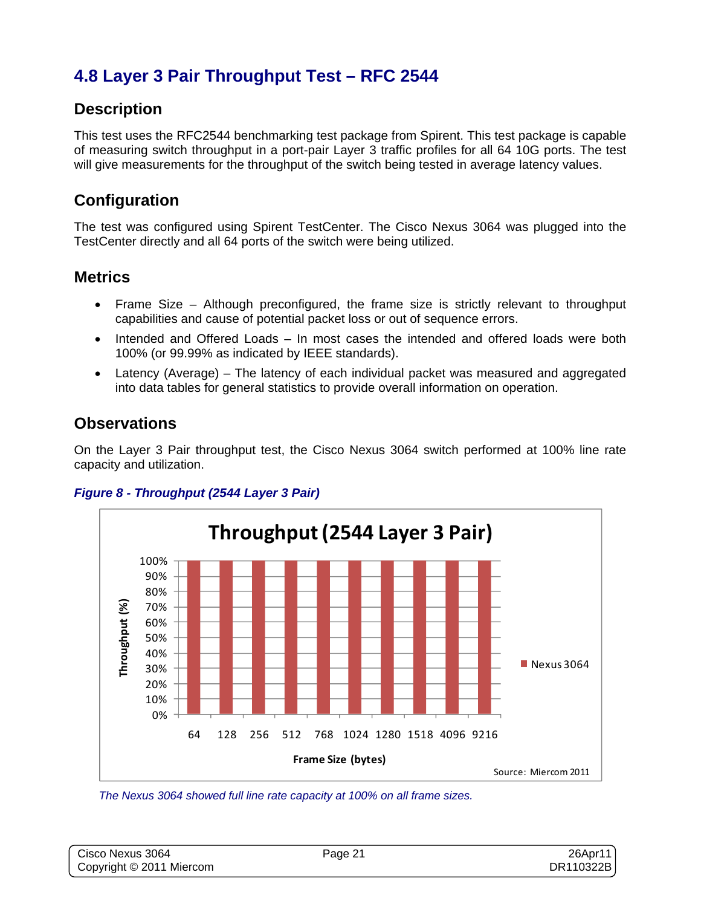## 4.8 Layer 3 Pair Throughput Test – RFC 2544

### Description

This test uses the RFC2544 benchmarking test package from Spirent. This test package is capable of measuring switch throughput in a port-pair Layer 3 traffic profiles for all 64 10G ports. The test will give measurements for the throughput of the switch being tested in average latency values.

### Configuration

The test was configured using Spirent TestCenter. The Cisco Nexus 3064 was plugged into the TestCenter directly and all 64 ports of the switch were being utilized.

### Metrics

- Frame Size – Although preconfigured, the frame size is strictly relevant to throughput capabilities and cause of potential packet loss or out of sequence errors.
- Intended and Offered Loads – In most cases the intended and offered loads were both 100% (or 99.99% as indicated by IEEE standards).
- Latency (Average) – The latency of each individual packet was measured and aggregated into data tables for general statistics to provide overall information on operation.

### Observations

On the Layer 3 Pair throughput test, the Cisco Nexus 3064 switch performed at 100% line rate capacity and utilization.

***Figure 8 - Throughput (2544 Layer 3 Pair)***

**Throughput (2544 Layer 3 Pair)**

| Frame Size (bytes) | Nexus 3064 Throughput (%) |
|---|---|
| 64 | 100% |
| 128 | 100% |
| 256 | 100% |
| 512 | 100% |
| 768 | 100% |
| 1024 | 100% |
| 1280 | 100% |
| 1518 | 100% |
| 4096 | 100% |
| 9216 | 100% |

Source: Miercom 2011

*The Nexus 3064 showed full line rate capacity at 100% on all frame sizes.*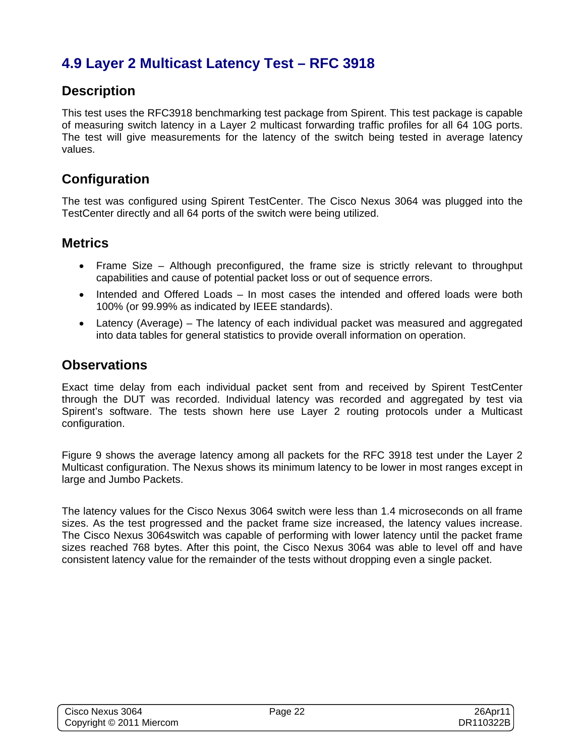## 4.9 Layer 2 Multicast Latency Test – RFC 3918

### Description

This test uses the RFC3918 benchmarking test package from Spirent. This test package is capable of measuring switch latency in a Layer 2 multicast forwarding traffic profiles for all 64 10G ports. The test will give measurements for the latency of the switch being tested in average latency values.

### Configuration

The test was configured using Spirent TestCenter. The Cisco Nexus 3064 was plugged into the TestCenter directly and all 64 ports of the switch were being utilized.

### Metrics

- Frame Size – Although preconfigured, the frame size is strictly relevant to throughput capabilities and cause of potential packet loss or out of sequence errors.
- Intended and Offered Loads – In most cases the intended and offered loads were both 100% (or 99.99% as indicated by IEEE standards).
- Latency (Average) – The latency of each individual packet was measured and aggregated into data tables for general statistics to provide overall information on operation.

### Observations

Exact time delay from each individual packet sent from and received by Spirent TestCenter through the DUT was recorded. Individual latency was recorded and aggregated by test via Spirent's software. The tests shown here use Layer 2 routing protocols under a Multicast configuration.

Figure 9 shows the average latency among all packets for the RFC 3918 test under the Layer 2 Multicast configuration. The Nexus shows its minimum latency to be lower in most ranges except in large and Jumbo Packets.

The latency values for the Cisco Nexus 3064 switch were less than 1.4 microseconds on all frame sizes. As the test progressed and the packet frame size increased, the latency values increase. The Cisco Nexus 3064switch was capable of performing with lower latency until the packet frame sizes reached 768 bytes. After this point, the Cisco Nexus 3064 was able to level off and have consistent latency value for the remainder of the tests without dropping even a single packet.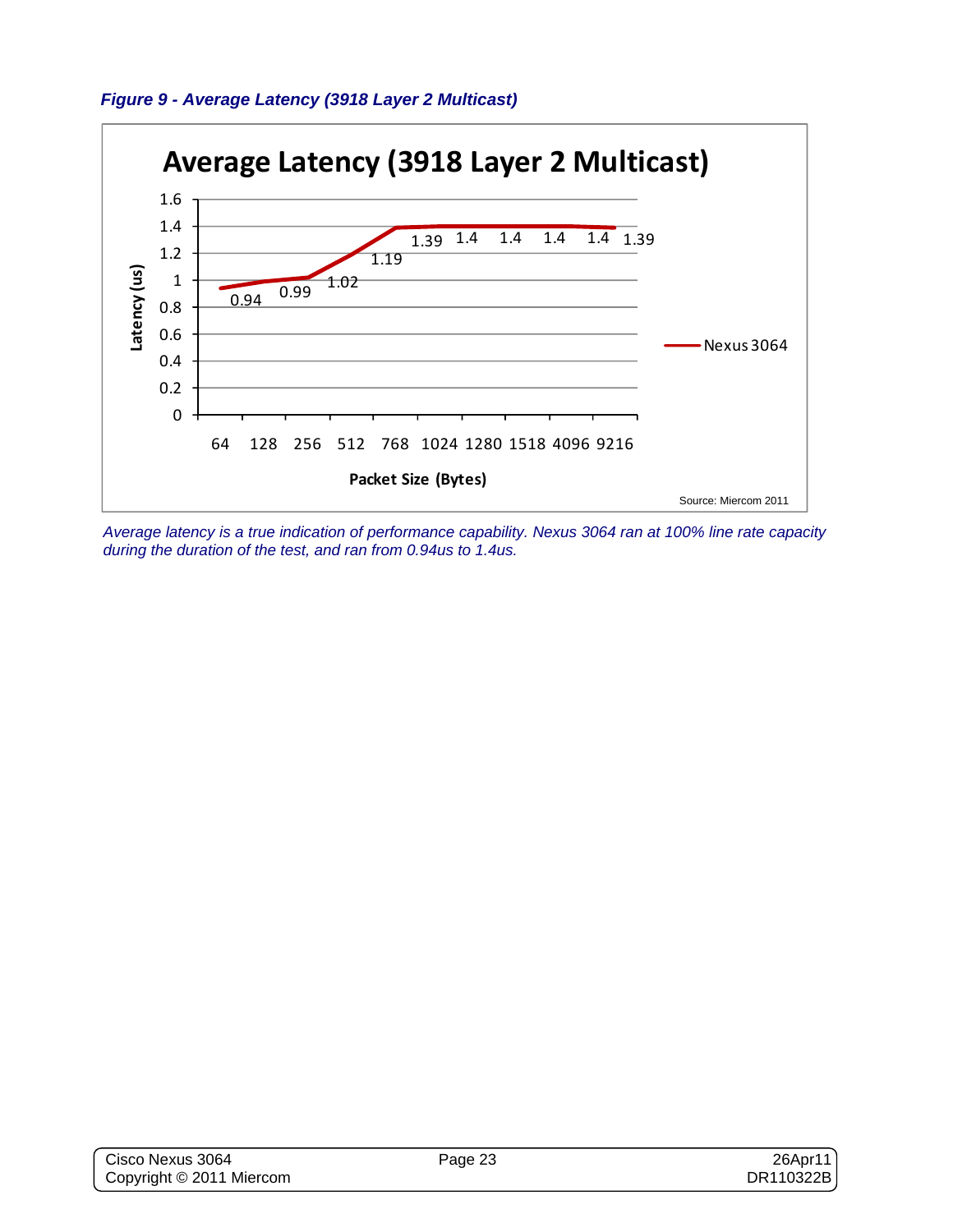*Figure 9 - Average Latency (3918 Layer 2 Multicast)*

**Average Latency (3918 Layer 2 Multicast)**

| Packet Size (Bytes) | 64 | 128 | 256 | 512 | 768 | 1024 | 1280 | 1518 | 4096 | 9216 |
|---|---|---|---|---|---|---|---|---|---|---|
| Nexus 3064 Latency (us) | 0.94 | 0.99 | 1.02 | 1.19 | 1.39 | 1.4 | 1.4 | 1.4 | 1.4 | 1.39 |

Source: Miercom 2011

*Average latency is a true indication of performance capability. Nexus 3064 ran at 100% line rate capacity during the duration of the test, and ran from 0.94us to 1.4us.*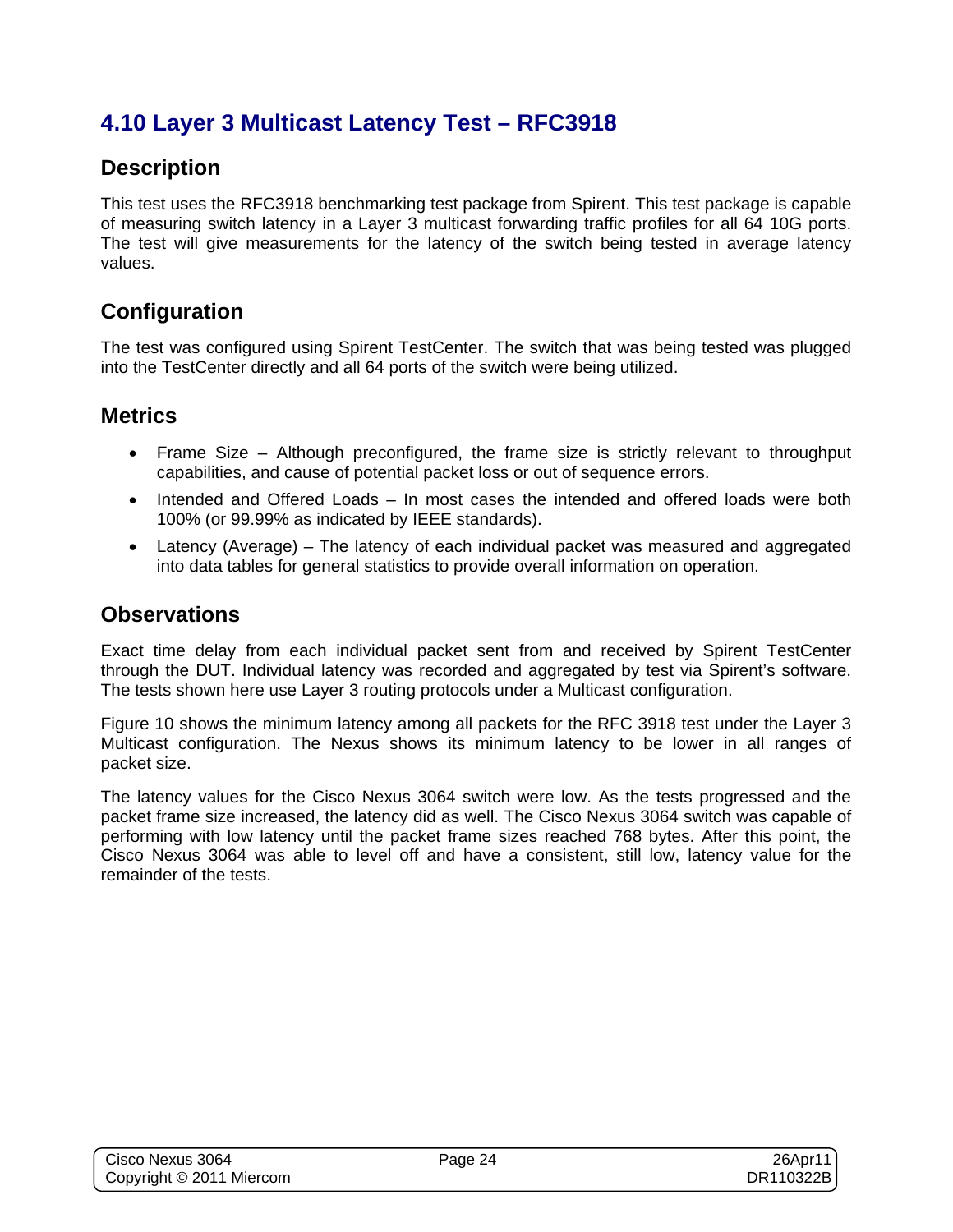## 4.10 Layer 3 Multicast Latency Test – RFC3918

### Description

This test uses the RFC3918 benchmarking test package from Spirent. This test package is capable of measuring switch latency in a Layer 3 multicast forwarding traffic profiles for all 64 10G ports. The test will give measurements for the latency of the switch being tested in average latency values.

### Configuration

The test was configured using Spirent TestCenter. The switch that was being tested was plugged into the TestCenter directly and all 64 ports of the switch were being utilized.

### Metrics

- Frame Size – Although preconfigured, the frame size is strictly relevant to throughput capabilities, and cause of potential packet loss or out of sequence errors.
- Intended and Offered Loads – In most cases the intended and offered loads were both 100% (or 99.99% as indicated by IEEE standards).
- Latency (Average) – The latency of each individual packet was measured and aggregated into data tables for general statistics to provide overall information on operation.

### Observations

Exact time delay from each individual packet sent from and received by Spirent TestCenter through the DUT. Individual latency was recorded and aggregated by test via Spirent's software. The tests shown here use Layer 3 routing protocols under a Multicast configuration.

Figure 10 shows the minimum latency among all packets for the RFC 3918 test under the Layer 3 Multicast configuration. The Nexus shows its minimum latency to be lower in all ranges of packet size.

The latency values for the Cisco Nexus 3064 switch were low. As the tests progressed and the packet frame size increased, the latency did as well. The Cisco Nexus 3064 switch was capable of performing with low latency until the packet frame sizes reached 768 bytes. After this point, the Cisco Nexus 3064 was able to level off and have a consistent, still low, latency value for the remainder of the tests.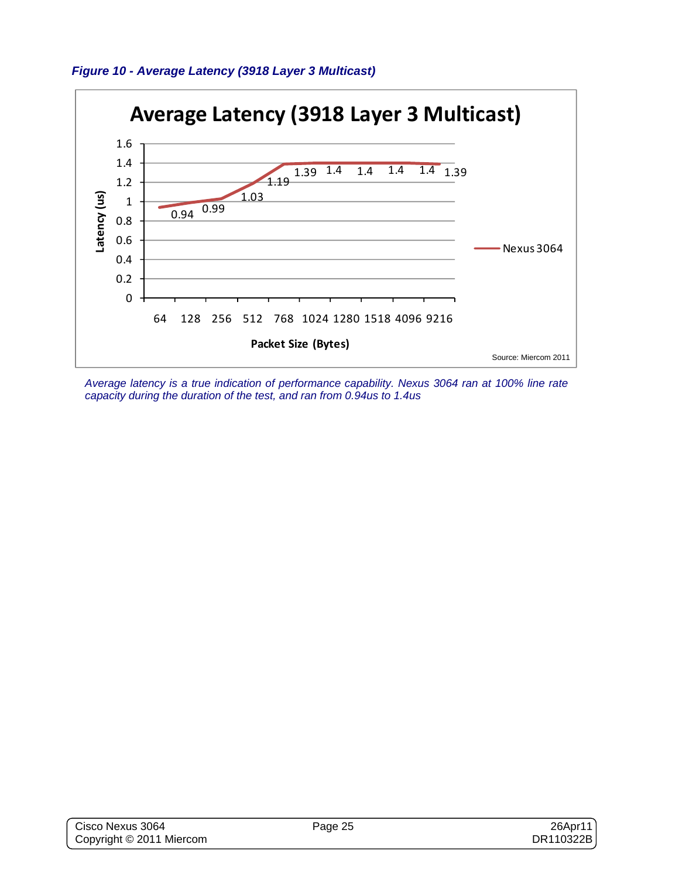*Figure 10 - Average Latency (3918 Layer 3 Multicast)*

**Average Latency (3918 Layer 3 Multicast)**

| Packet Size (Bytes) | 64 | 128 | 256 | 512 | 768 | 1024 | 1280 | 1518 | 4096 | 9216 |
|---|---|---|---|---|---|---|---|---|---|---|
| Nexus 3064 Latency (us) | 0.94 | 0.99 | 1.03 | 1.19 | 1.39 | 1.4 | 1.4 | 1.4 | 1.4 | 1.39 |

Source: Miercom 2011

*Average latency is a true indication of performance capability. Nexus 3064 ran at 100% line rate capacity during the duration of the test, and ran from 0.94us to 1.4us*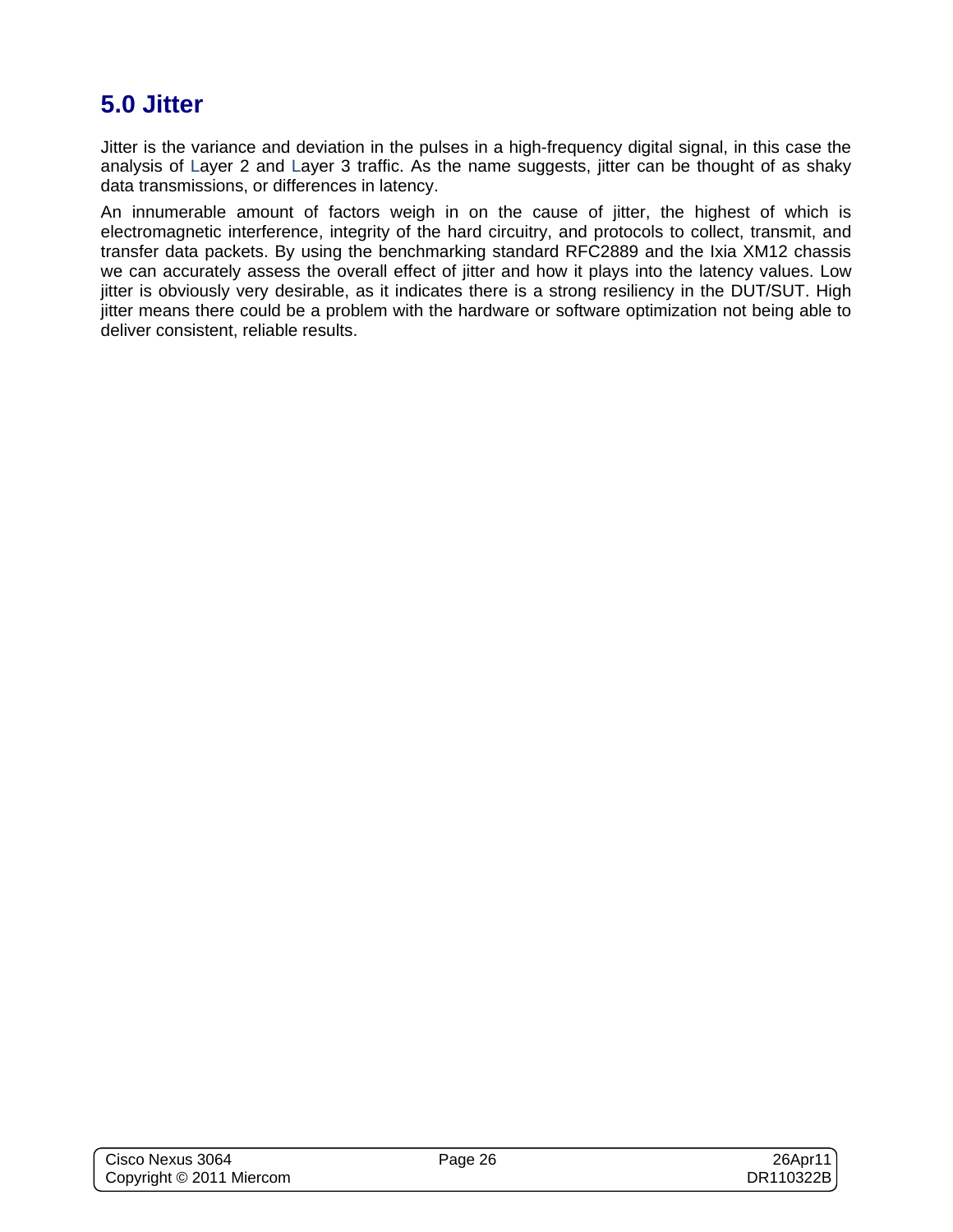# 5.0 Jitter

Jitter is the variance and deviation in the pulses in a high-frequency digital signal, in this case the analysis of Layer 2 and Layer 3 traffic. As the name suggests, jitter can be thought of as shaky data transmissions, or differences in latency.

An innumerable amount of factors weigh in on the cause of jitter, the highest of which is electromagnetic interference, integrity of the hard circuitry, and protocols to collect, transmit, and transfer data packets. By using the benchmarking standard RFC2889 and the Ixia XM12 chassis we can accurately assess the overall effect of jitter and how it plays into the latency values. Low jitter is obviously very desirable, as it indicates there is a strong resiliency in the DUT/SUT. High jitter means there could be a problem with the hardware or software optimization not being able to deliver consistent, reliable results.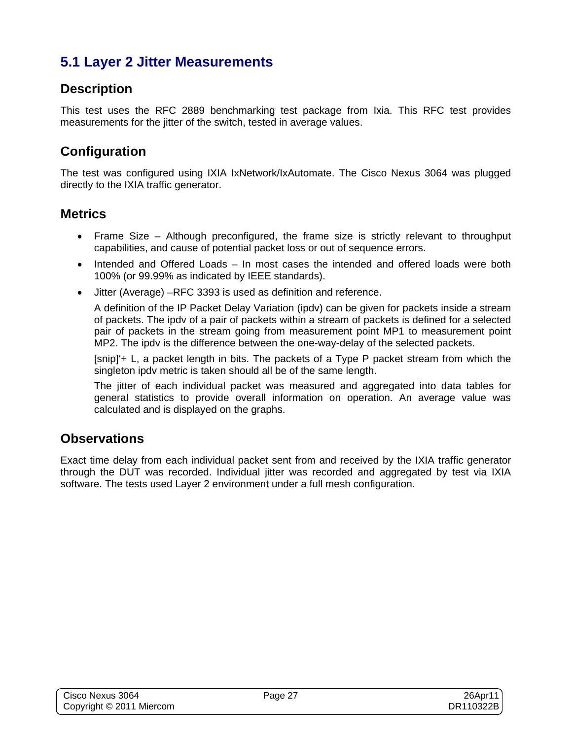## 5.1 Layer 2 Jitter Measurements

### Description

This test uses the RFC 2889 benchmarking test package from Ixia. This RFC test provides measurements for the jitter of the switch, tested in average values.

### Configuration

The test was configured using IXIA IxNetwork/IxAutomate. The Cisco Nexus 3064 was plugged directly to the IXIA traffic generator.

### Metrics

- Frame Size – Although preconfigured, the frame size is strictly relevant to throughput capabilities, and cause of potential packet loss or out of sequence errors.
- Intended and Offered Loads – In most cases the intended and offered loads were both 100% (or 99.99% as indicated by IEEE standards).
- Jitter (Average) –RFC 3393 is used as definition and reference.

  A definition of the IP Packet Delay Variation (ipdv) can be given for packets inside a stream of packets. The ipdv of a pair of packets within a stream of packets is defined for a selected pair of packets in the stream going from measurement point MP1 to measurement point MP2. The ipdv is the difference between the one-way-delay of the selected packets.

  [snip]'+ L, a packet length in bits. The packets of a Type P packet stream from which the singleton ipdv metric is taken should all be of the same length.

  The jitter of each individual packet was measured and aggregated into data tables for general statistics to provide overall information on operation. An average value was calculated and is displayed on the graphs.

### Observations

Exact time delay from each individual packet sent from and received by the IXIA traffic generator through the DUT was recorded. Individual jitter was recorded and aggregated by test via IXIA software. The tests used Layer 2 environment under a full mesh configuration.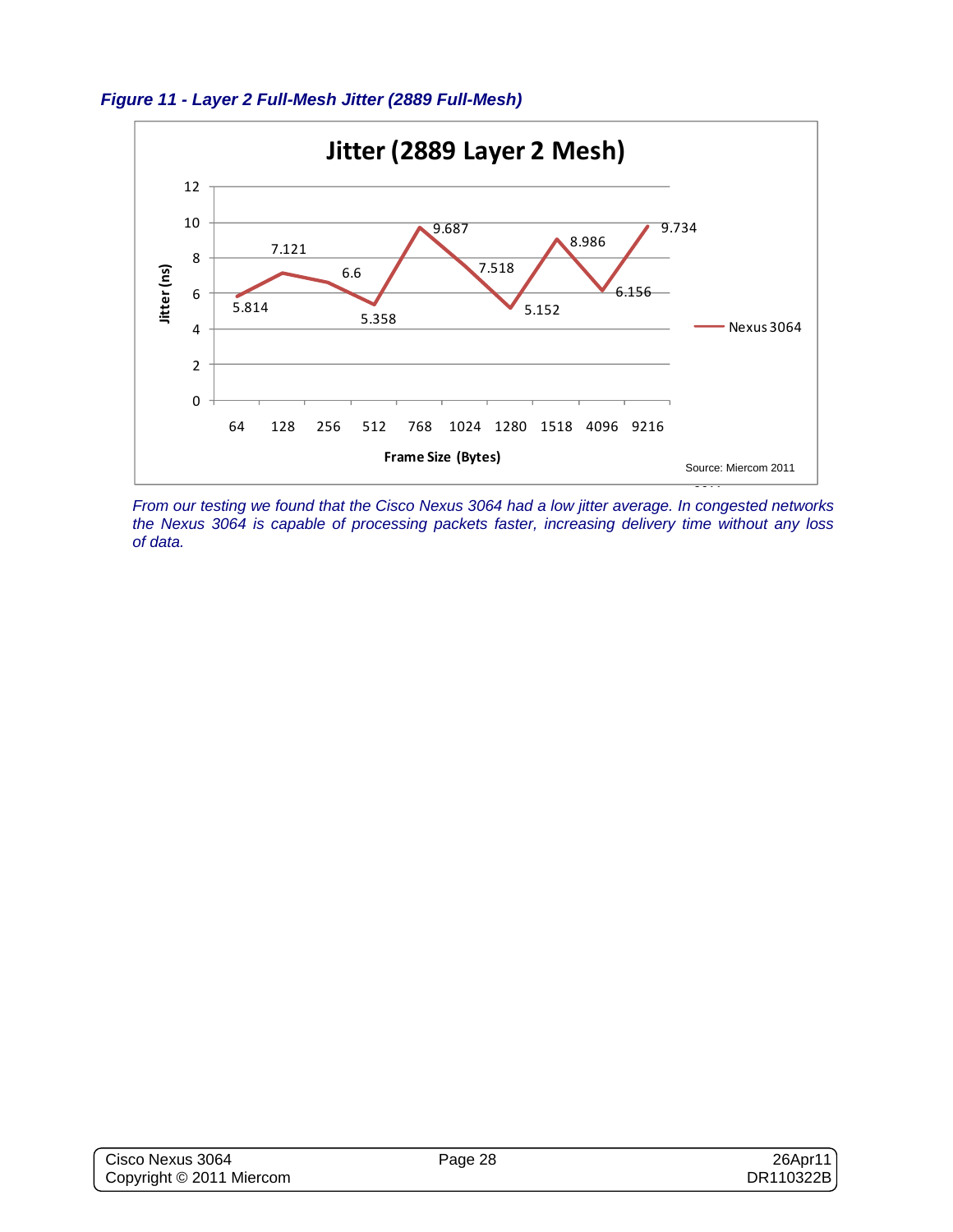*Figure 11 - Layer 2 Full-Mesh Jitter (2889 Full-Mesh)*

**Jitter (2889 Layer 2 Mesh)**

| Frame Size (Bytes) | Nexus 3064 Jitter (ns) |
|---|---|
| 64 | 5.814 |
| 128 | 7.121 |
| 256 | 6.6 |
| 512 | 5.358 |
| 768 | 9.687 |
| 1024 | 7.518 |
| 1280 | 5.152 |
| 1518 | 8.986 |
| 4096 | 6.156 |
| 9216 | 9.734 |

Source: Miercom 2011

*From our testing we found that the Cisco Nexus 3064 had a low jitter average. In congested networks the Nexus 3064 is capable of processing packets faster, increasing delivery time without any loss of data.*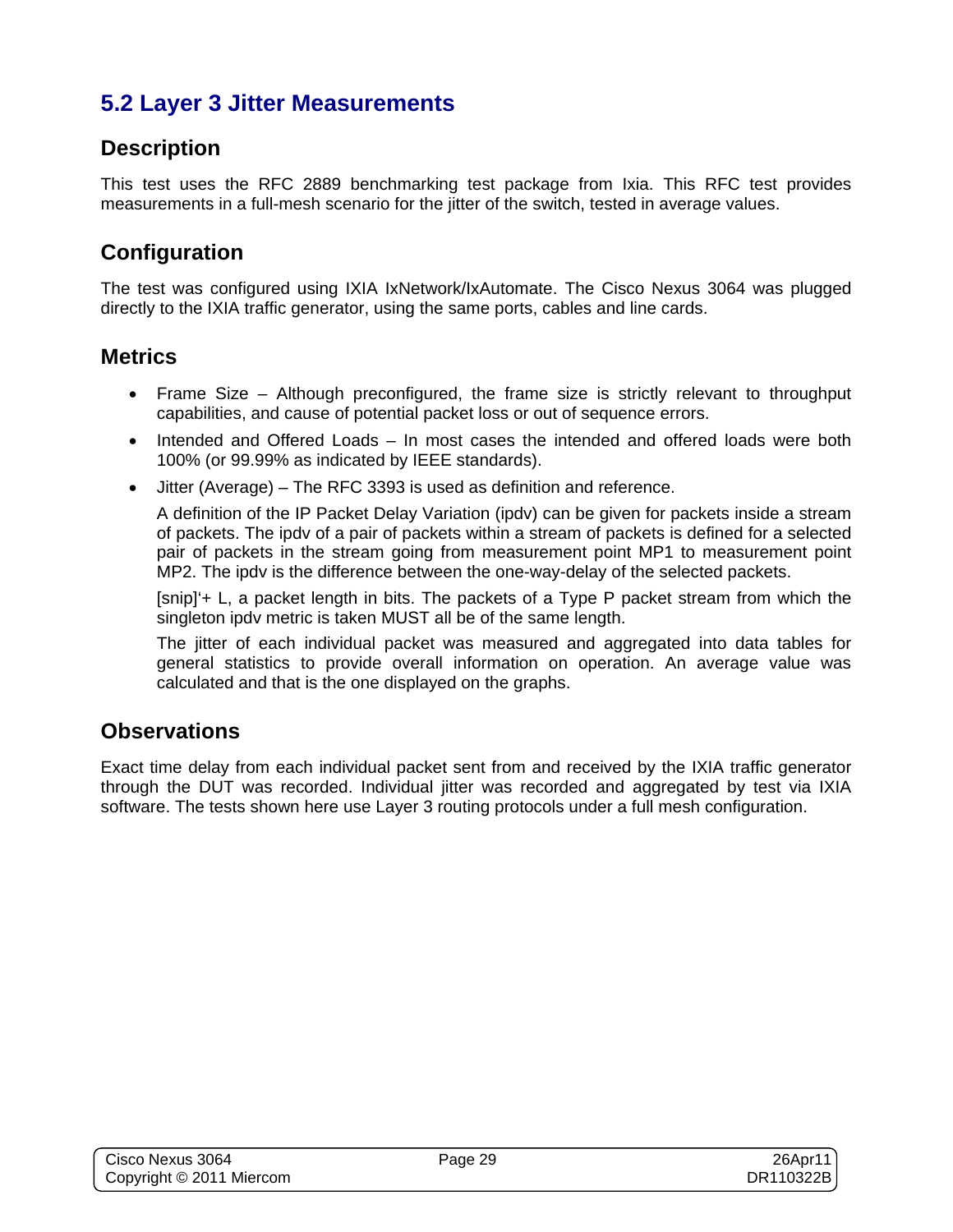## 5.2 Layer 3 Jitter Measurements

### Description

This test uses the RFC 2889 benchmarking test package from Ixia. This RFC test provides measurements in a full-mesh scenario for the jitter of the switch, tested in average values.

### Configuration

The test was configured using IXIA IxNetwork/IxAutomate. The Cisco Nexus 3064 was plugged directly to the IXIA traffic generator, using the same ports, cables and line cards.

### Metrics

- Frame Size – Although preconfigured, the frame size is strictly relevant to throughput capabilities, and cause of potential packet loss or out of sequence errors.
- Intended and Offered Loads – In most cases the intended and offered loads were both 100% (or 99.99% as indicated by IEEE standards).
- Jitter (Average) – The RFC 3393 is used as definition and reference.

  A definition of the IP Packet Delay Variation (ipdv) can be given for packets inside a stream of packets. The ipdv of a pair of packets within a stream of packets is defined for a selected pair of packets in the stream going from measurement point MP1 to measurement point MP2. The ipdv is the difference between the one-way-delay of the selected packets.

  [snip]'+ L, a packet length in bits. The packets of a Type P packet stream from which the singleton ipdv metric is taken MUST all be of the same length.

  The jitter of each individual packet was measured and aggregated into data tables for general statistics to provide overall information on operation. An average value was calculated and that is the one displayed on the graphs.

### Observations

Exact time delay from each individual packet sent from and received by the IXIA traffic generator through the DUT was recorded. Individual jitter was recorded and aggregated by test via IXIA software. The tests shown here use Layer 3 routing protocols under a full mesh configuration.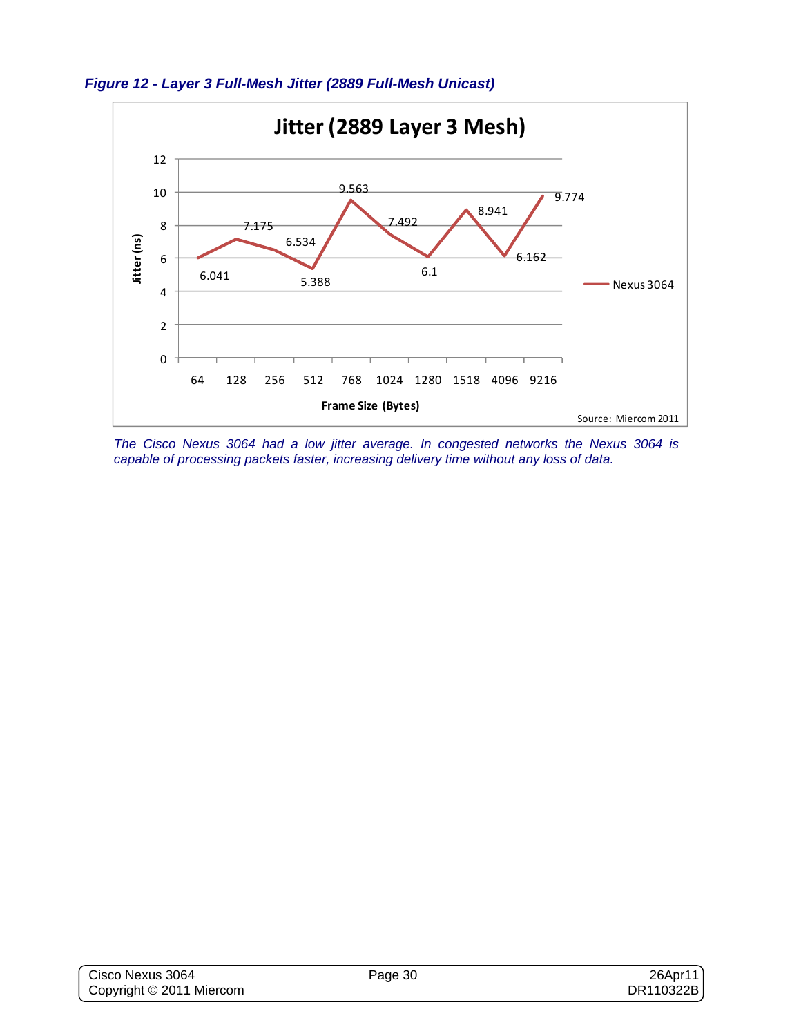*Figure 12 - Layer 3 Full-Mesh Jitter (2889 Full-Mesh Unicast)*

**Jitter (2889 Layer 3 Mesh)**

| Frame Size (Bytes) | Nexus 3064 Jitter (ns) |
| --- | --- |
| 64 | 6.041 |
| 128 | 7.175 |
| 256 | 6.534 |
| 512 | 5.388 |
| 768 | 9.563 |
| 1024 | 7.492 |
| 1280 | 6.1 |
| 1518 | 8.941 |
| 4096 | 6.162 |
| 9216 | 9.774 |

Source: Miercom 2011

*The Cisco Nexus 3064 had a low jitter average. In congested networks the Nexus 3064 is capable of processing packets faster, increasing delivery time without any loss of data.*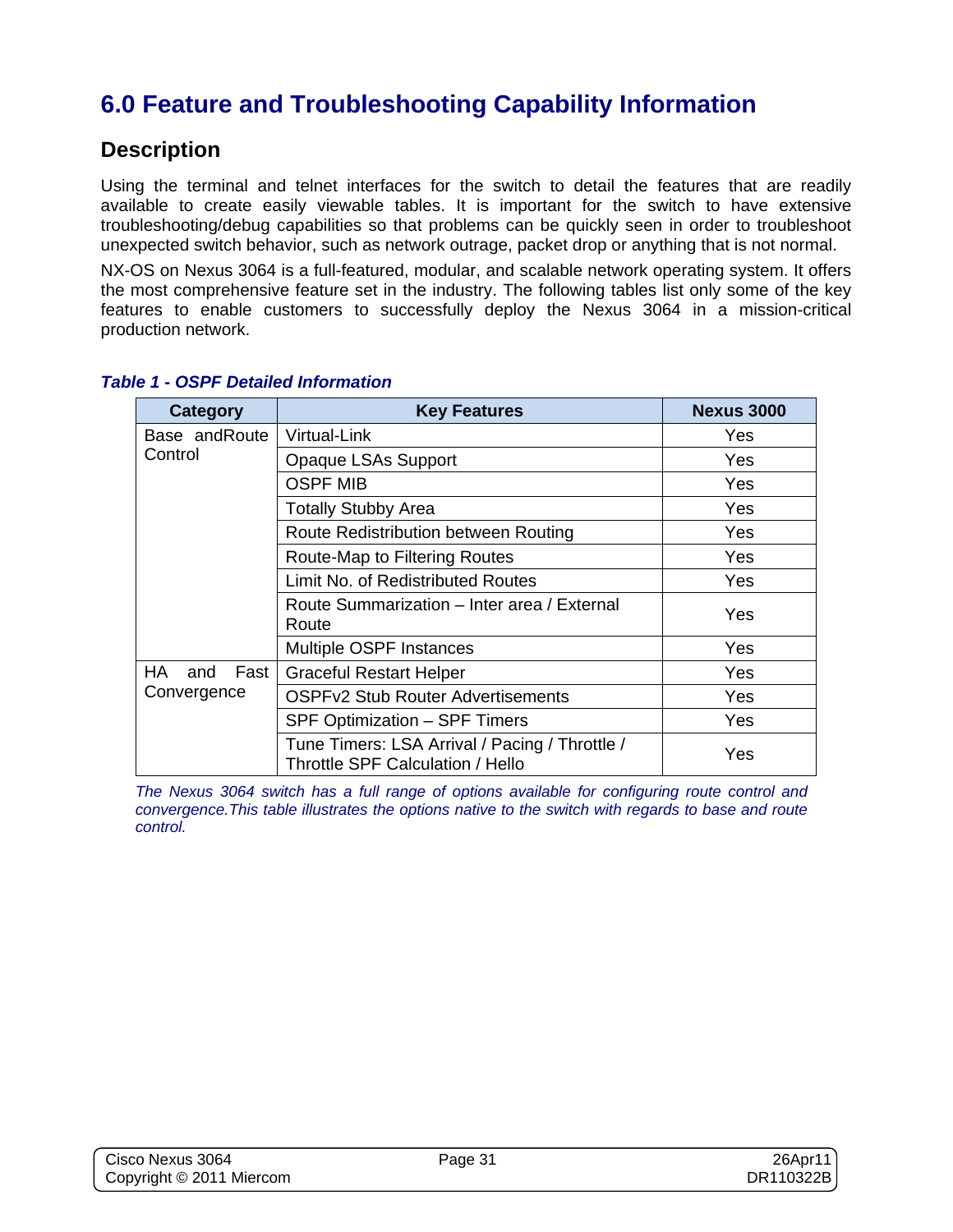# 6.0 Feature and Troubleshooting Capability Information

## Description

Using the terminal and telnet interfaces for the switch to detail the features that are readily available to create easily viewable tables. It is important for the switch to have extensive troubleshooting/debug capabilities so that problems can be quickly seen in order to troubleshoot unexpected switch behavior, such as network outrage, packet drop or anything that is not normal.

NX-OS on Nexus 3064 is a full-featured, modular, and scalable network operating system. It offers the most comprehensive feature set in the industry. The following tables list only some of the key features to enable customers to successfully deploy the Nexus 3064 in a mission-critical production network.

***Table 1 - OSPF Detailed Information***

| Category | Key Features | Nexus 3000 |
|---|---|---|
| Base andRoute Control | Virtual-Link | Yes |
| | Opaque LSAs Support | Yes |
| | OSPF MIB | Yes |
| | Totally Stubby Area | Yes |
| | Route Redistribution between Routing | Yes |
| | Route-Map to Filtering Routes | Yes |
| | Limit No. of Redistributed Routes | Yes |
| | Route Summarization – Inter area / External Route | Yes |
| | Multiple OSPF Instances | Yes |
| HA and Fast Convergence | Graceful Restart Helper | Yes |
| | OSPFv2 Stub Router Advertisements | Yes |
| | SPF Optimization – SPF Timers | Yes |
| | Tune Timers: LSA Arrival / Pacing / Throttle / Throttle SPF Calculation / Hello | Yes |

*The Nexus 3064 switch has a full range of options available for configuring route control and convergence.This table illustrates the options native to the switch with regards to base and route control.*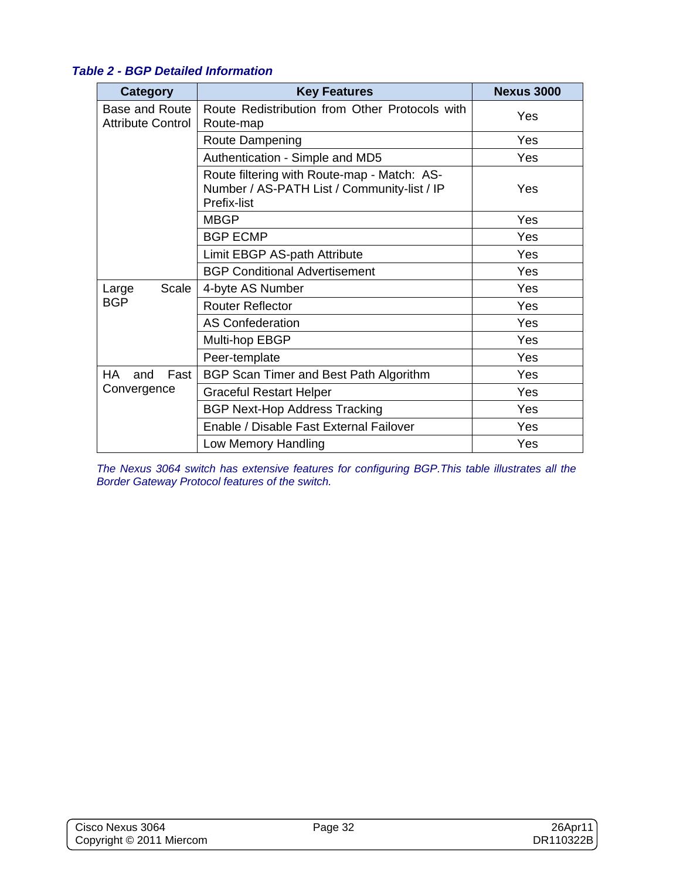***Table 2 - BGP Detailed Information***

| Category | Key Features | Nexus 3000 |
|---|---|---|
| Base and Route Attribute Control | Route Redistribution from Other Protocols with Route-map | Yes |
| | Route Dampening | Yes |
| | Authentication - Simple and MD5 | Yes |
| | Route filtering with Route-map - Match: AS-Number / AS-PATH List / Community-list / IP Prefix-list | Yes |
| | MBGP | Yes |
| | BGP ECMP | Yes |
| | Limit EBGP AS-path Attribute | Yes |
| | BGP Conditional Advertisement | Yes |
| Large Scale BGP | 4-byte AS Number | Yes |
| | Router Reflector | Yes |
| | AS Confederation | Yes |
| | Multi-hop EBGP | Yes |
| | Peer-template | Yes |
| HA and Fast Convergence | BGP Scan Timer and Best Path Algorithm | Yes |
| | Graceful Restart Helper | Yes |
| | BGP Next-Hop Address Tracking | Yes |
| | Enable / Disable Fast External Failover | Yes |
| | Low Memory Handling | Yes |

*The Nexus 3064 switch has extensive features for configuring BGP.This table illustrates all the Border Gateway Protocol features of the switch.*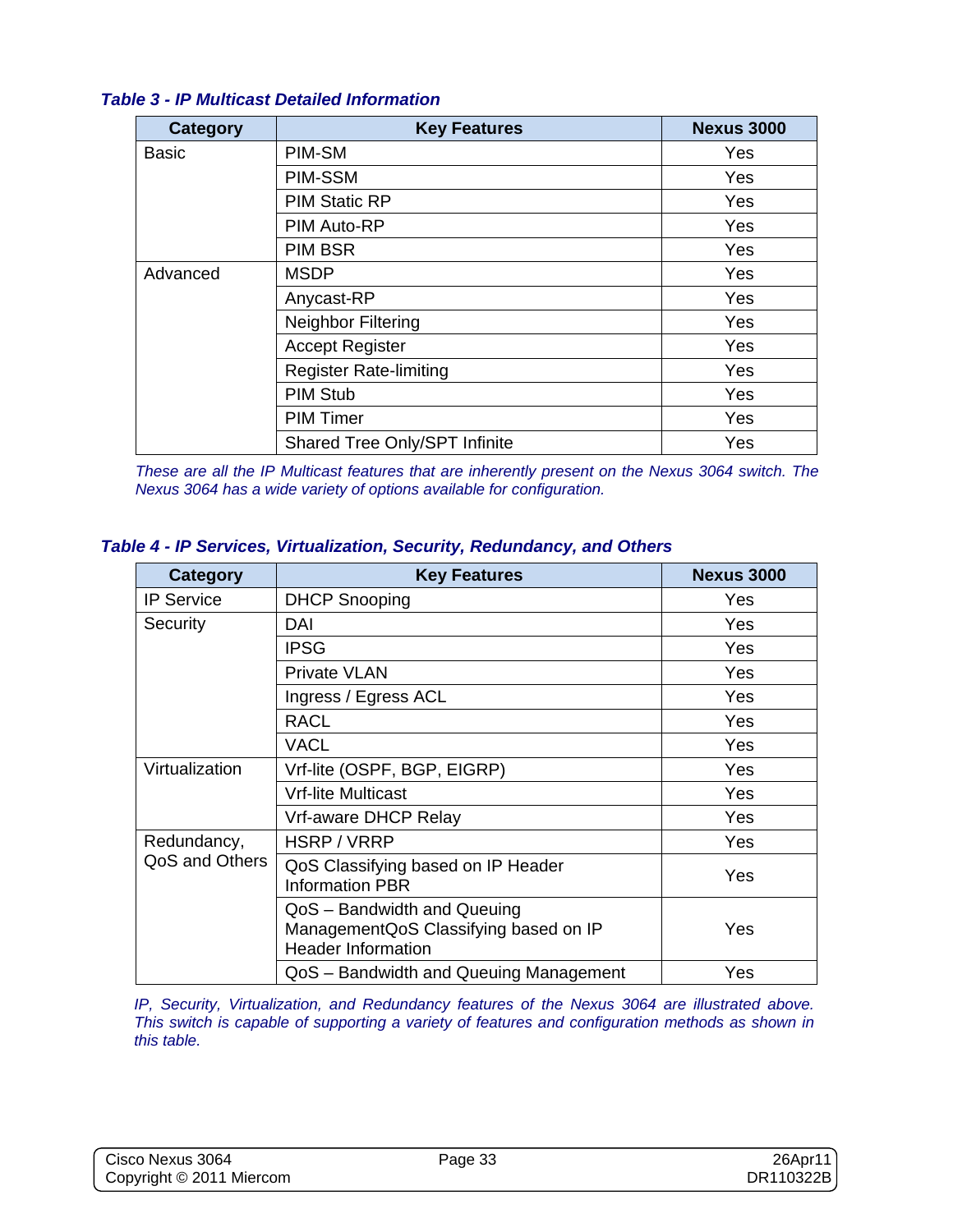***Table 3 - IP Multicast Detailed Information***

| Category | Key Features | Nexus 3000 |
|---|---|---|
| Basic | PIM-SM | Yes |
| | PIM-SSM | Yes |
| | PIM Static RP | Yes |
| | PIM Auto-RP | Yes |
| | PIM BSR | Yes |
| Advanced | MSDP | Yes |
| | Anycast-RP | Yes |
| | Neighbor Filtering | Yes |
| | Accept Register | Yes |
| | Register Rate-limiting | Yes |
| | PIM Stub | Yes |
| | PIM Timer | Yes |
| | Shared Tree Only/SPT Infinite | Yes |

*These are all the IP Multicast features that are inherently present on the Nexus 3064 switch. The Nexus 3064 has a wide variety of options available for configuration.*

***Table 4 - IP Services, Virtualization, Security, Redundancy, and Others***

| Category | Key Features | Nexus 3000 |
|---|---|---|
| IP Service | DHCP Snooping | Yes |
| Security | DAI | Yes |
| | IPSG | Yes |
| | Private VLAN | Yes |
| | Ingress / Egress ACL | Yes |
| | RACL | Yes |
| | VACL | Yes |
| Virtualization | Vrf-lite (OSPF, BGP, EIGRP) | Yes |
| | Vrf-lite Multicast | Yes |
| | Vrf-aware DHCP Relay | Yes |
| Redundancy, QoS and Others | HSRP / VRRP | Yes |
| | QoS Classifying based on IP Header Information PBR | Yes |
| | QoS – Bandwidth and Queuing ManagementQoS Classifying based on IP Header Information | Yes |
| | QoS – Bandwidth and Queuing Management | Yes |

*IP, Security, Virtualization, and Redundancy features of the Nexus 3064 are illustrated above. This switch is capable of supporting a variety of features and configuration methods as shown in this table.*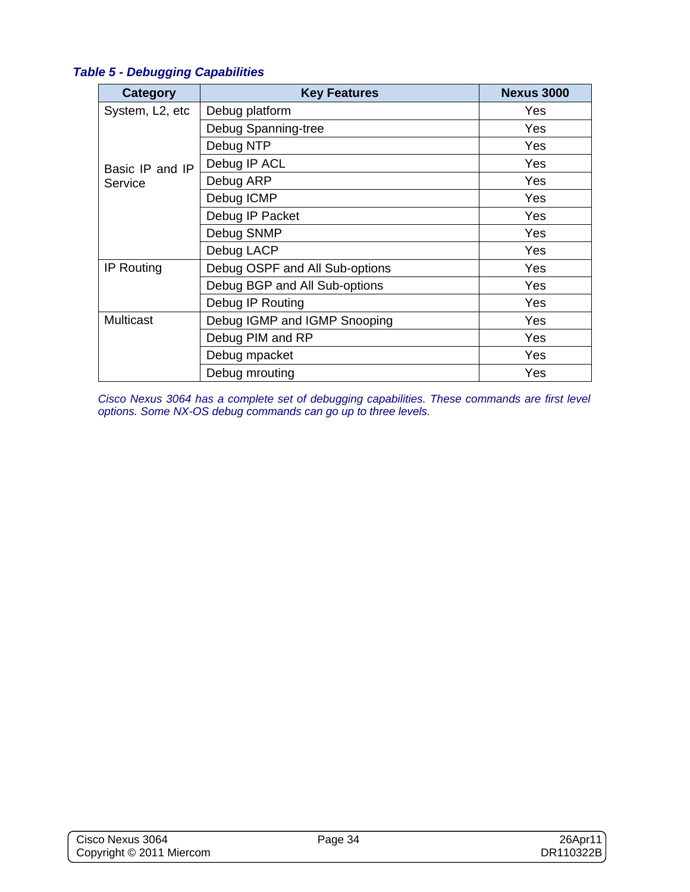***Table 5 - Debugging Capabilities***

| Category | Key Features | Nexus 3000 |
|---|---|---|
| System, L2, etc | Debug platform | Yes |
| | Debug Spanning-tree | Yes |
| | Debug NTP | Yes |
| Basic IP and IP Service | Debug IP ACL | Yes |
| | Debug ARP | Yes |
| | Debug ICMP | Yes |
| | Debug IP Packet | Yes |
| | Debug SNMP | Yes |
| | Debug LACP | Yes |
| IP Routing | Debug OSPF and All Sub-options | Yes |
| | Debug BGP and All Sub-options | Yes |
| | Debug IP Routing | Yes |
| Multicast | Debug IGMP and IGMP Snooping | Yes |
| | Debug PIM and RP | Yes |
| | Debug mpacket | Yes |
| | Debug mrouting | Yes |

*Cisco Nexus 3064 has a complete set of debugging capabilities. These commands are first level options. Some NX-OS debug commands can go up to three levels.*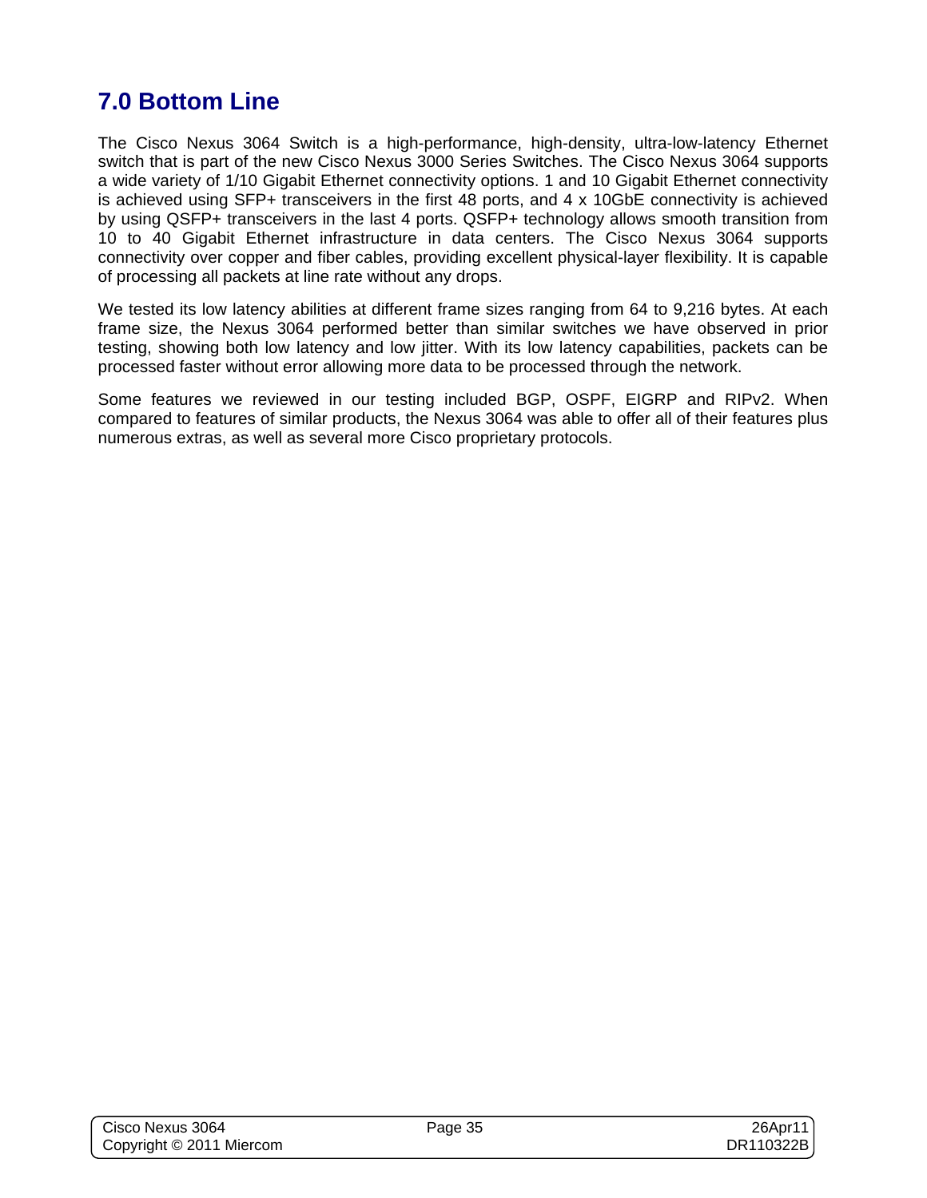# 7.0 Bottom Line

The Cisco Nexus 3064 Switch is a high-performance, high-density, ultra-low-latency Ethernet switch that is part of the new Cisco Nexus 3000 Series Switches. The Cisco Nexus 3064 supports a wide variety of 1/10 Gigabit Ethernet connectivity options. 1 and 10 Gigabit Ethernet connectivity is achieved using SFP+ transceivers in the first 48 ports, and 4 x 10GbE connectivity is achieved by using QSFP+ transceivers in the last 4 ports. QSFP+ technology allows smooth transition from 10 to 40 Gigabit Ethernet infrastructure in data centers. The Cisco Nexus 3064 supports connectivity over copper and fiber cables, providing excellent physical-layer flexibility. It is capable of processing all packets at line rate without any drops.

We tested its low latency abilities at different frame sizes ranging from 64 to 9,216 bytes. At each frame size, the Nexus 3064 performed better than similar switches we have observed in prior testing, showing both low latency and low jitter. With its low latency capabilities, packets can be processed faster without error allowing more data to be processed through the network.

Some features we reviewed in our testing included BGP, OSPF, EIGRP and RIPv2. When compared to features of similar products, the Nexus 3064 was able to offer all of their features plus numerous extras, as well as several more Cisco proprietary protocols.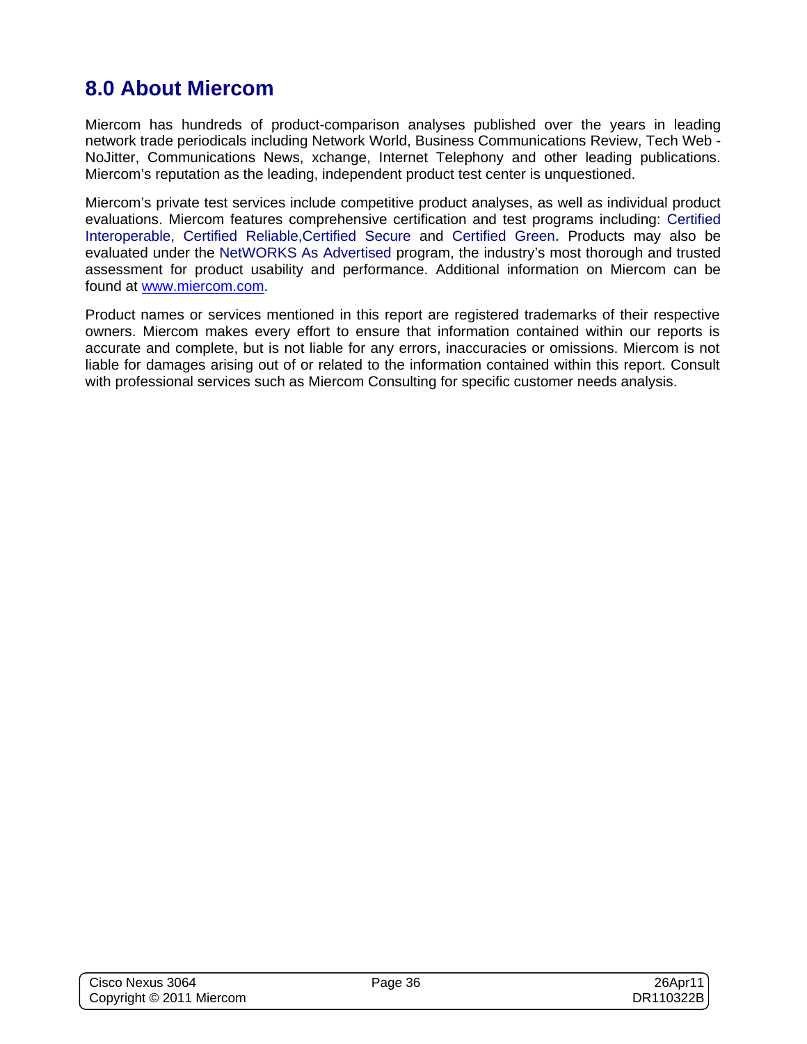## 8.0 About Miercom

Miercom has hundreds of product-comparison analyses published over the years in leading network trade periodicals including Network World, Business Communications Review, Tech Web - NoJitter, Communications News, xchange, Internet Telephony and other leading publications. Miercom's reputation as the leading, independent product test center is unquestioned.

Miercom's private test services include competitive product analyses, as well as individual product evaluations. Miercom features comprehensive certification and test programs including: Certified Interoperable, Certified Reliable,Certified Secure and Certified Green. Products may also be evaluated under the NetWORKS As Advertised program, the industry's most thorough and trusted assessment for product usability and performance. Additional information on Miercom can be found at www.miercom.com.

Product names or services mentioned in this report are registered trademarks of their respective owners. Miercom makes every effort to ensure that information contained within our reports is accurate and complete, but is not liable for any errors, inaccuracies or omissions. Miercom is not liable for damages arising out of or related to the information contained within this report. Consult with professional services such as Miercom Consulting for specific customer needs analysis.